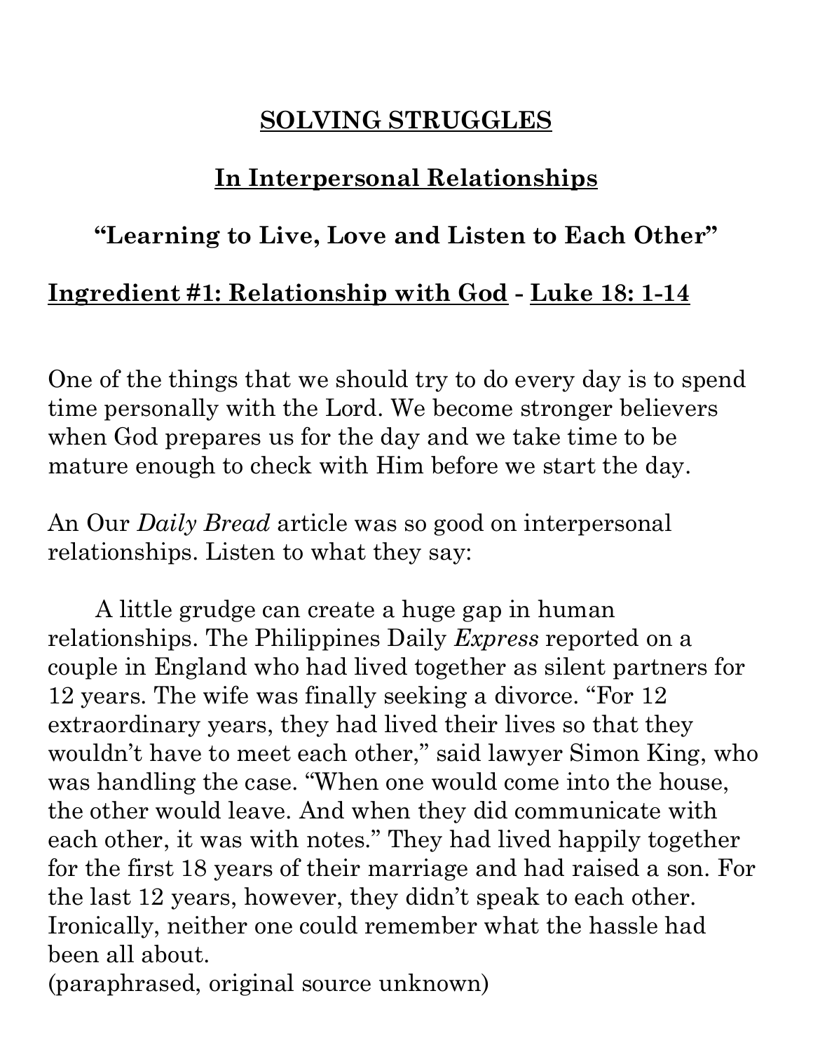# SOLVING STRUGGLES

## In Interpersonal Relationships

### "Learning to Live, Love and Listen to Each Other"

### Ingredient #1: Relationship with God - Luke 18: 1-14

One of the things that we should try to do every day is to spend time personally with the Lord. We become stronger believers when God prepares us for the day and we take time to be mature enough to check with Him before we start the day.

An Our *Daily Bread* article was so good on interpersonal relationships. Listen to what they say:

> A little grudge can create a huge gap in human relationships. The Philippines Daily *Express* reported on a couple in England who had lived together as silent partners for 12 years. The wife was finally seeking a divorce. "For 12 extraordinary years, they had lived their lives so that they wouldn't have to meet each other," said lawyer Simon King, who was handling the case. "When one would come into the house, the other would leave. And when they did communicate with each other, it was with notes." They had lived happily together for the first 18 years of their marriage and had raised a son. For the last 12 years, however, they didn't speak to each other. Ironically, neither one could remember what the hassle had been all about.
> (paraphrased, original source unknown)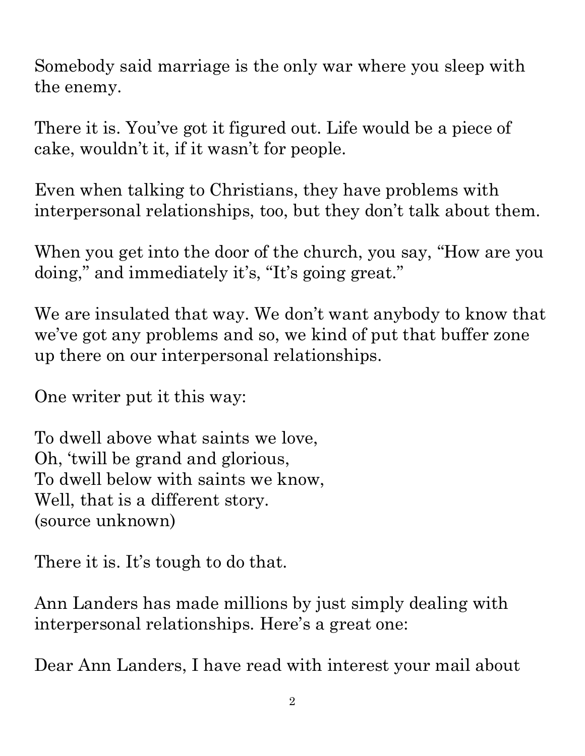Somebody said marriage is the only war where you sleep with the enemy.

There it is. You've got it figured out. Life would be a piece of cake, wouldn't it, if it wasn't for people.

Even when talking to Christians, they have problems with interpersonal relationships, too, but they don't talk about them.

When you get into the door of the church, you say, "How are you doing," and immediately it's, "It's going great."

We are insulated that way. We don't want anybody to know that we've got any problems and so, we kind of put that buffer zone up there on our interpersonal relationships.

One writer put it this way:

To dwell above what saints we love,  
Oh, 'twill be grand and glorious,  
To dwell below with saints we know,  
Well, that is a different story.  
(source unknown)

There it is. It's tough to do that.

Ann Landers has made millions by just simply dealing with interpersonal relationships. Here's a great one:

Dear Ann Landers, I have read with interest your mail about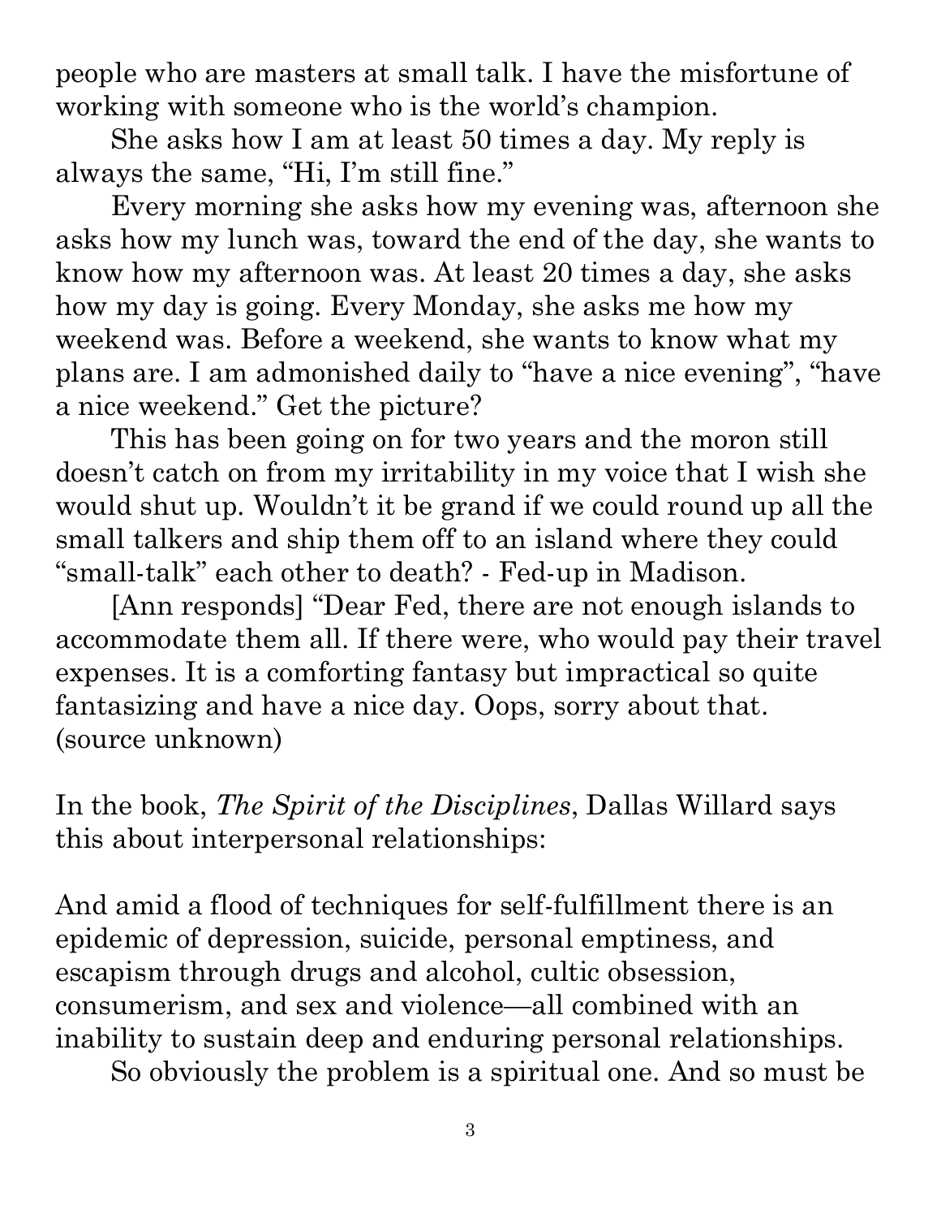people who are masters at small talk. I have the misfortune of working with someone who is the world's champion.

She asks how I am at least 50 times a day. My reply is always the same, "Hi, I'm still fine."

Every morning she asks how my evening was, afternoon she asks how my lunch was, toward the end of the day, she wants to know how my afternoon was. At least 20 times a day, she asks how my day is going. Every Monday, she asks me how my weekend was. Before a weekend, she wants to know what my plans are. I am admonished daily to "have a nice evening", "have a nice weekend." Get the picture?

This has been going on for two years and the moron still doesn't catch on from my irritability in my voice that I wish she would shut up. Wouldn't it be grand if we could round up all the small talkers and ship them off to an island where they could "small-talk" each other to death? - Fed-up in Madison.

[Ann responds] "Dear Fed, there are not enough islands to accommodate them all. If there were, who would pay their travel expenses. It is a comforting fantasy but impractical so quite fantasizing and have a nice day. Oops, sorry about that. (source unknown)

In the book, *The Spirit of the Disciplines*, Dallas Willard says this about interpersonal relationships:

And amid a flood of techniques for self-fulfillment there is an epidemic of depression, suicide, personal emptiness, and escapism through drugs and alcohol, cultic obsession, consumerism, and sex and violence—all combined with an inability to sustain deep and enduring personal relationships.

So obviously the problem is a spiritual one. And so must be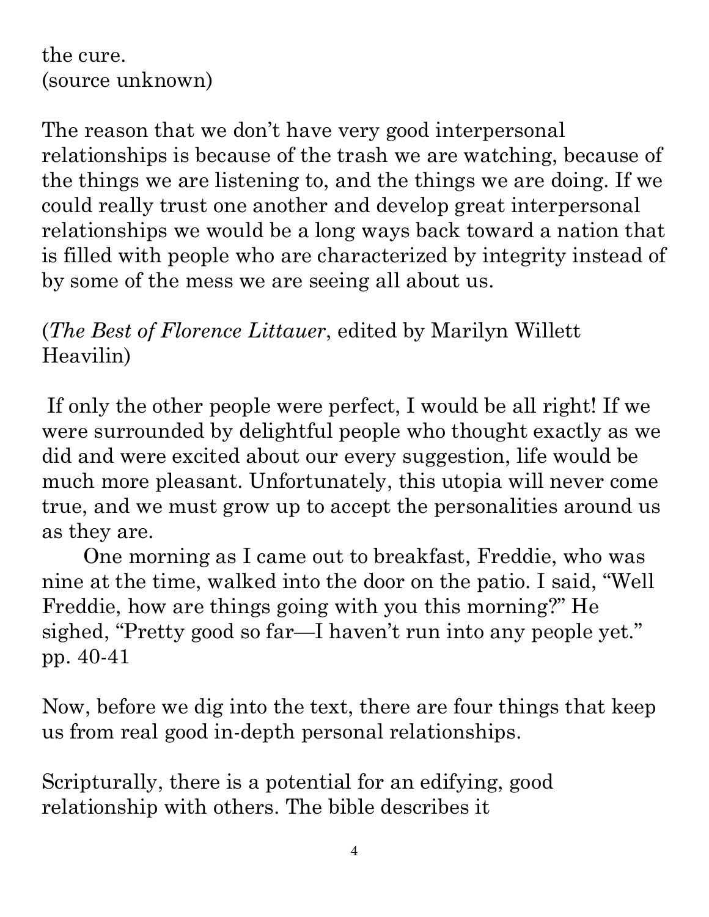the cure.
(source unknown)

The reason that we don't have very good interpersonal relationships is because of the trash we are watching, because of the things we are listening to, and the things we are doing. If we could really trust one another and develop great interpersonal relationships we would be a long ways back toward a nation that is filled with people who are characterized by integrity instead of by some of the mess we are seeing all about us.

(*The Best of Florence Littauer*, edited by Marilyn Willett Heavilin)

If only the other people were perfect, I would be all right! If we were surrounded by delightful people who thought exactly as we did and were excited about our every suggestion, life would be much more pleasant. Unfortunately, this utopia will never come true, and we must grow up to accept the personalities around us as they are.

One morning as I came out to breakfast, Freddie, who was nine at the time, walked into the door on the patio. I said, "Well Freddie, how are things going with you this morning?" He sighed, "Pretty good so far—I haven't run into any people yet."
pp. 40-41

Now, before we dig into the text, there are four things that keep us from real good in-depth personal relationships.

Scripturally, there is a potential for an edifying, good relationship with others. The bible describes it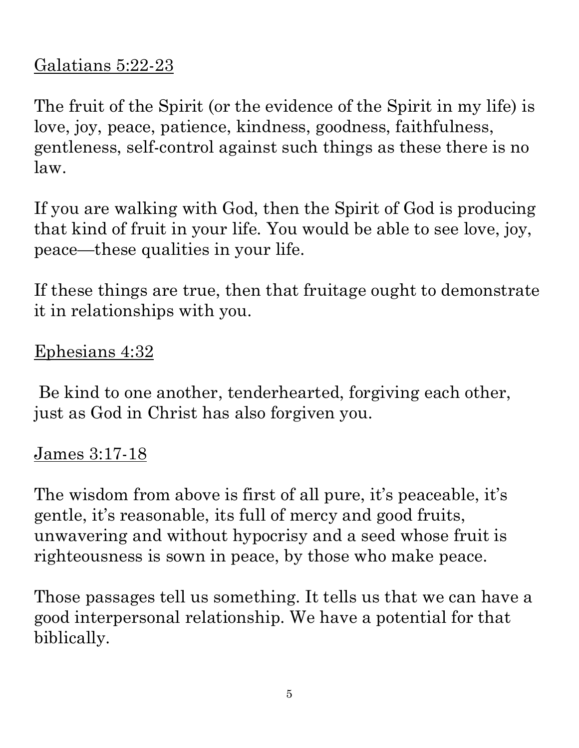<u>Galatians 5:22-23</u>

The fruit of the Spirit (or the evidence of the Spirit in my life) is love, joy, peace, patience, kindness, goodness, faithfulness, gentleness, self-control against such things as these there is no law.

If you are walking with God, then the Spirit of God is producing that kind of fruit in your life. You would be able to see love, joy, peace—these qualities in your life.

If these things are true, then that fruitage ought to demonstrate it in relationships with you.

<u>Ephesians 4:32</u>

Be kind to one another, tenderhearted, forgiving each other, just as God in Christ has also forgiven you.

<u>James 3:17-18</u>

The wisdom from above is first of all pure, it's peaceable, it's gentle, it's reasonable, its full of mercy and good fruits, unwavering and without hypocrisy and a seed whose fruit is righteousness is sown in peace, by those who make peace.

Those passages tell us something. It tells us that we can have a good interpersonal relationship. We have a potential for that biblically.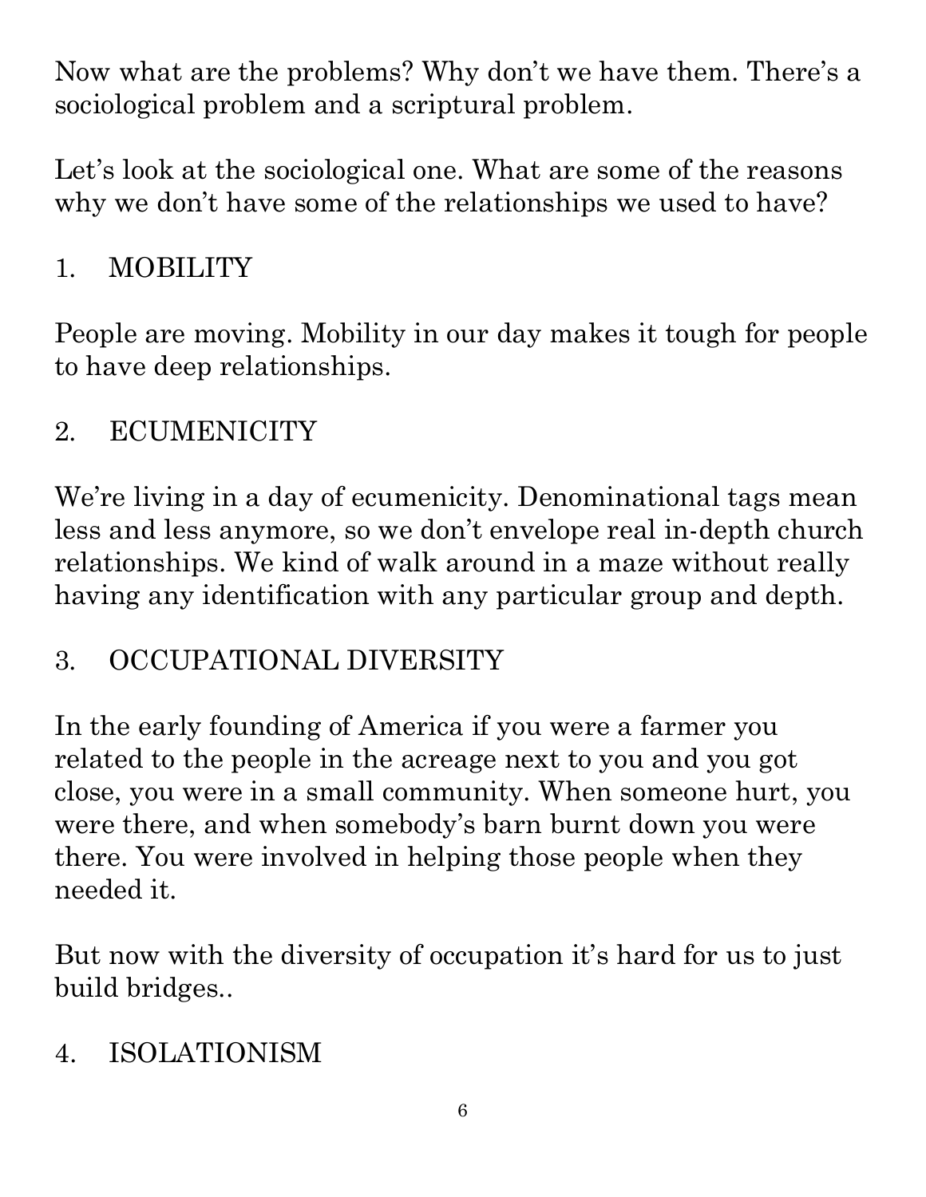Now what are the problems? Why don't we have them. There's a sociological problem and a scriptural problem.

Let's look at the sociological one. What are some of the reasons why we don't have some of the relationships we used to have?

## 1. MOBILITY

People are moving. Mobility in our day makes it tough for people to have deep relationships.

## 2. ECUMENICITY

We're living in a day of ecumenicity. Denominational tags mean less and less anymore, so we don't envelope real in-depth church relationships. We kind of walk around in a maze without really having any identification with any particular group and depth.

## 3. OCCUPATIONAL DIVERSITY

In the early founding of America if you were a farmer you related to the people in the acreage next to you and you got close, you were in a small community. When someone hurt, you were there, and when somebody's barn burnt down you were there. You were involved in helping those people when they needed it.

But now with the diversity of occupation it's hard for us to just build bridges..

## 4. ISOLATIONISM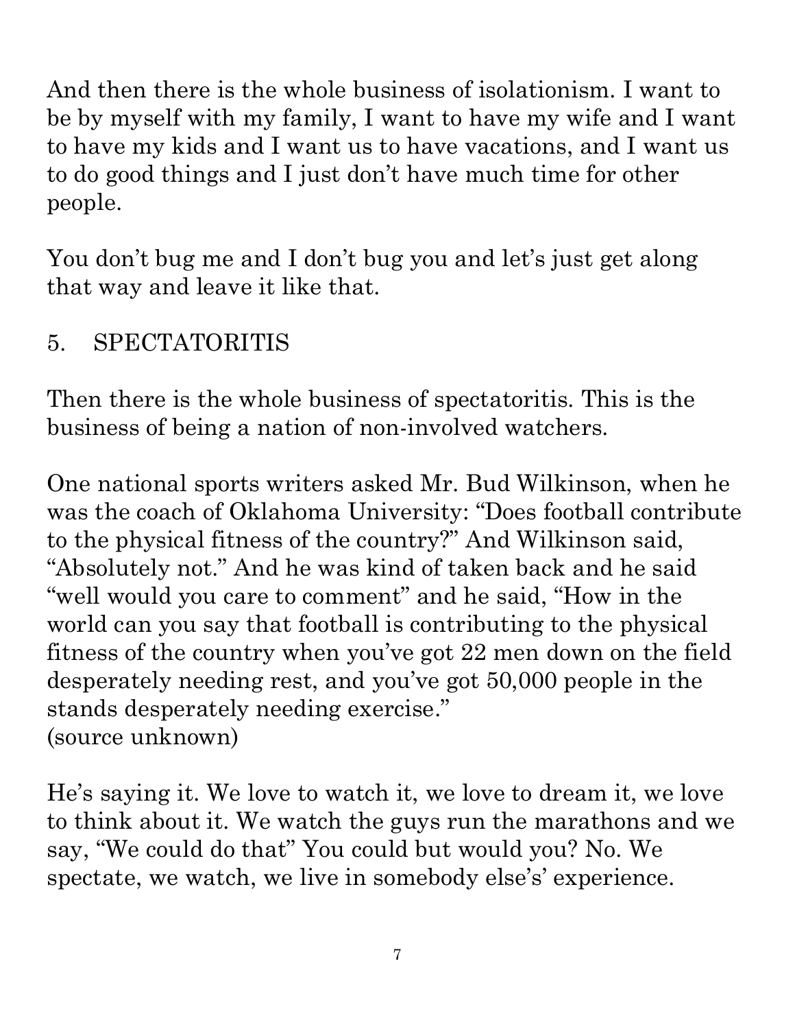And then there is the whole business of isolationism. I want to be by myself with my family, I want to have my wife and I want to have my kids and I want us to have vacations, and I want us to do good things and I just don't have much time for other people.

You don't bug me and I don't bug you and let's just get along that way and leave it like that.

## 5. SPECTATORITIS

Then there is the whole business of spectatoritis. This is the business of being a nation of non-involved watchers.

One national sports writers asked Mr. Bud Wilkinson, when he was the coach of Oklahoma University: "Does football contribute to the physical fitness of the country?" And Wilkinson said, "Absolutely not." And he was kind of taken back and he said "well would you care to comment" and he said, "How in the world can you say that football is contributing to the physical fitness of the country when you've got 22 men down on the field desperately needing rest, and you've got 50,000 people in the stands desperately needing exercise."
(source unknown)

He's saying it. We love to watch it, we love to dream it, we love to think about it. We watch the guys run the marathons and we say, "We could do that" You could but would you? No. We spectate, we watch, we live in somebody else's' experience.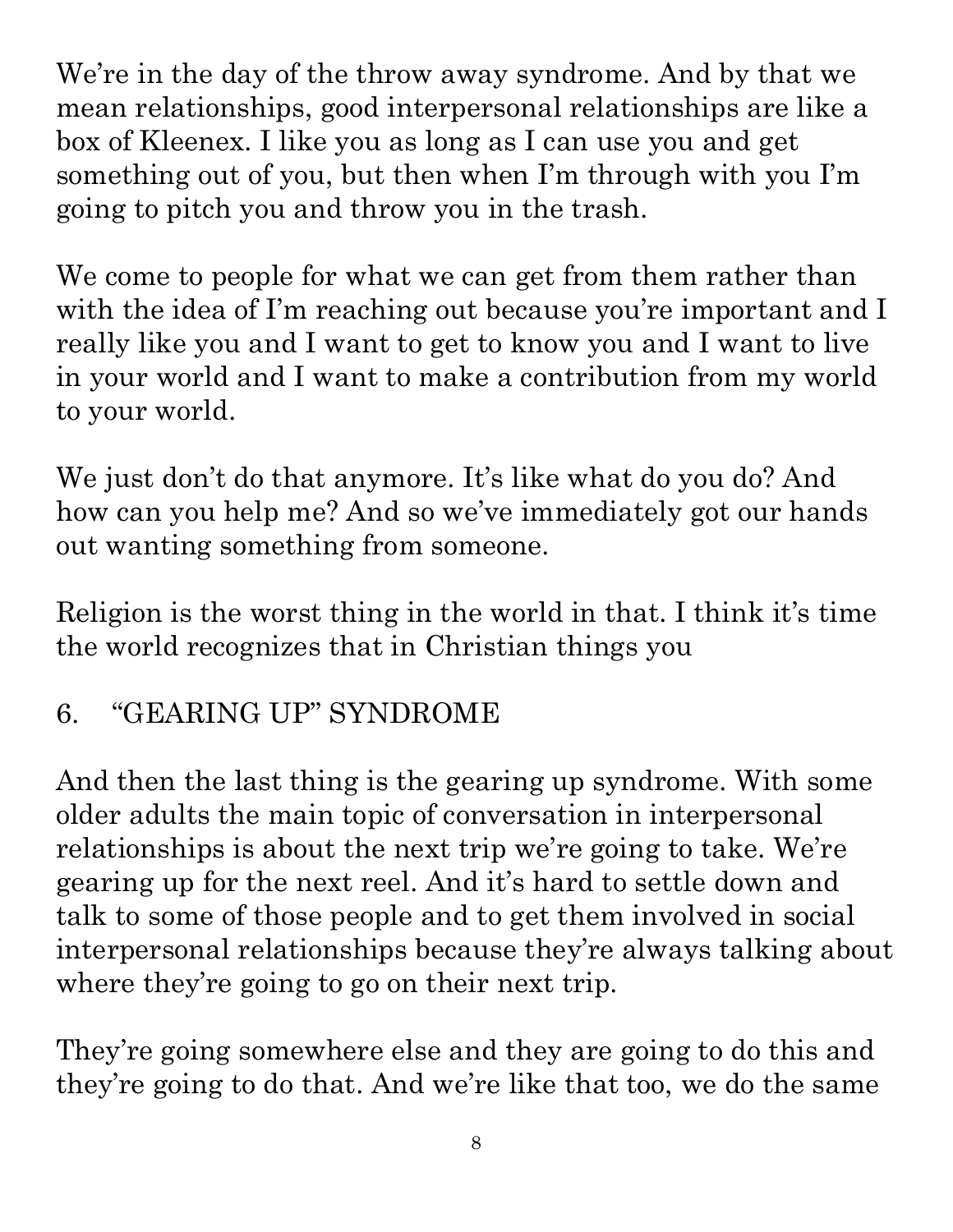We're in the day of the throw away syndrome. And by that we mean relationships, good interpersonal relationships are like a box of Kleenex. I like you as long as I can use you and get something out of you, but then when I'm through with you I'm going to pitch you and throw you in the trash.

We come to people for what we can get from them rather than with the idea of I'm reaching out because you're important and I really like you and I want to get to know you and I want to live in your world and I want to make a contribution from my world to your world.

We just don't do that anymore. It's like what do you do? And how can you help me? And so we've immediately got our hands out wanting something from someone.

Religion is the worst thing in the world in that. I think it's time the world recognizes that in Christian things you

## 6. "GEARING UP" SYNDROME

And then the last thing is the gearing up syndrome. With some older adults the main topic of conversation in interpersonal relationships is about the next trip we're going to take. We're gearing up for the next reel. And it's hard to settle down and talk to some of those people and to get them involved in social interpersonal relationships because they're always talking about where they're going to go on their next trip.

They're going somewhere else and they are going to do this and they're going to do that. And we're like that too, we do the same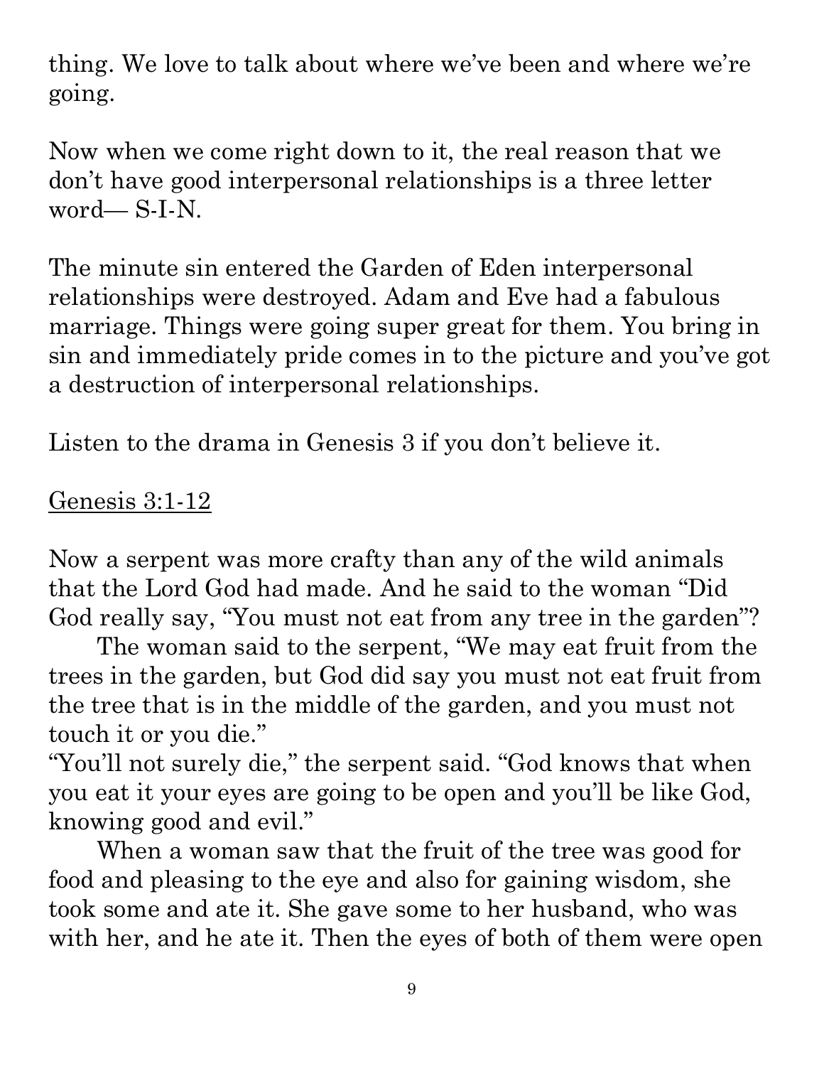thing. We love to talk about where we've been and where we're going.

Now when we come right down to it, the real reason that we don't have good interpersonal relationships is a three letter word— S-I-N.

The minute sin entered the Garden of Eden interpersonal relationships were destroyed. Adam and Eve had a fabulous marriage. Things were going super great for them. You bring in sin and immediately pride comes in to the picture and you've got a destruction of interpersonal relationships.

Listen to the drama in Genesis 3 if you don't believe it.

<u>Genesis 3:1-12</u>

Now a serpent was more crafty than any of the wild animals that the Lord God had made. And he said to the woman "Did God really say, "You must not eat from any tree in the garden"?

The woman said to the serpent, "We may eat fruit from the trees in the garden, but God did say you must not eat fruit from the tree that is in the middle of the garden, and you must not touch it or you die."

"You'll not surely die," the serpent said. "God knows that when you eat it your eyes are going to be open and you'll be like God, knowing good and evil."

When a woman saw that the fruit of the tree was good for food and pleasing to the eye and also for gaining wisdom, she took some and ate it. She gave some to her husband, who was with her, and he ate it. Then the eyes of both of them were open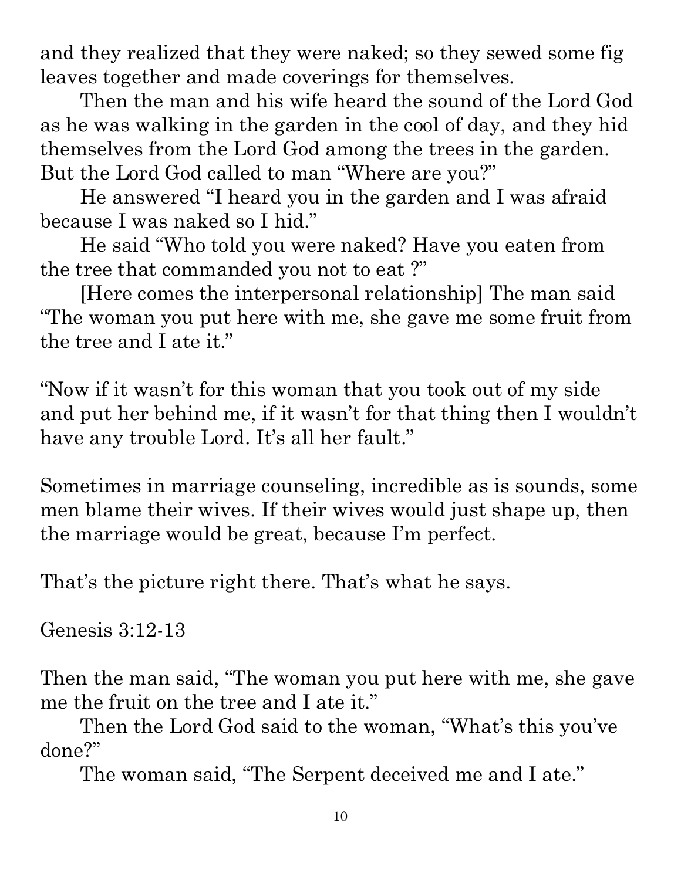and they realized that they were naked; so they sewed some fig leaves together and made coverings for themselves.

Then the man and his wife heard the sound of the Lord God as he was walking in the garden in the cool of day, and they hid themselves from the Lord God among the trees in the garden. But the Lord God called to man "Where are you?"

He answered "I heard you in the garden and I was afraid because I was naked so I hid."

He said "Who told you were naked? Have you eaten from the tree that commanded you not to eat ?"

[Here comes the interpersonal relationship] The man said "The woman you put here with me, she gave me some fruit from the tree and I ate it."

"Now if it wasn't for this woman that you took out of my side and put her behind me, if it wasn't for that thing then I wouldn't have any trouble Lord. It's all her fault."

Sometimes in marriage counseling, incredible as is sounds, some men blame their wives. If their wives would just shape up, then the marriage would be great, because I'm perfect.

That's the picture right there. That's what he says.

<u>Genesis 3:12-13</u>

Then the man said, "The woman you put here with me, she gave me the fruit on the tree and I ate it."

Then the Lord God said to the woman, "What's this you've done?"

The woman said, "The Serpent deceived me and I ate."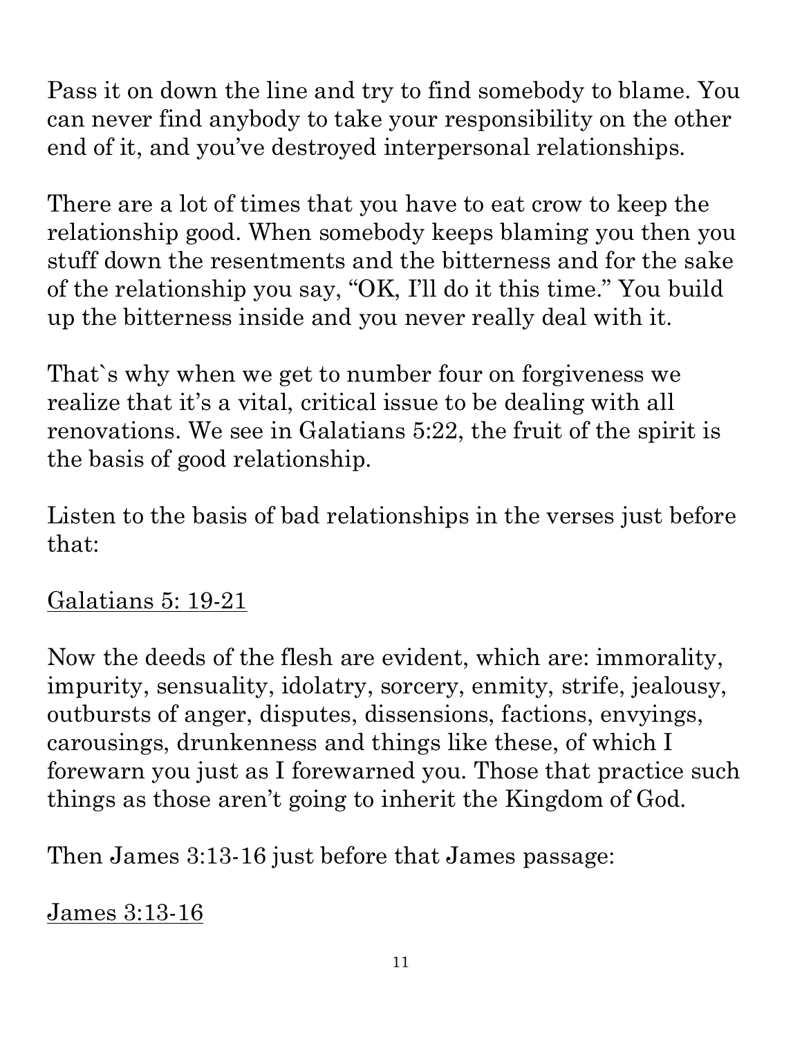Pass it on down the line and try to find somebody to blame. You can never find anybody to take your responsibility on the other end of it, and you've destroyed interpersonal relationships.

There are a lot of times that you have to eat crow to keep the relationship good. When somebody keeps blaming you then you stuff down the resentments and the bitterness and for the sake of the relationship you say, "OK, I'll do it this time." You build up the bitterness inside and you never really deal with it.

That`s why when we get to number four on forgiveness we realize that it's a vital, critical issue to be dealing with all renovations. We see in Galatians 5:22, the fruit of the spirit is the basis of good relationship.

Listen to the basis of bad relationships in the verses just before that:

<u>Galatians 5: 19-21</u>

Now the deeds of the flesh are evident, which are: immorality, impurity, sensuality, idolatry, sorcery, enmity, strife, jealousy, outbursts of anger, disputes, dissensions, factions, envyings, carousings, drunkenness and things like these, of which I forewarn you just as I forewarned you. Those that practice such things as those aren't going to inherit the Kingdom of God.

Then James 3:13-16 just before that James passage:

<u>James 3:13-16</u>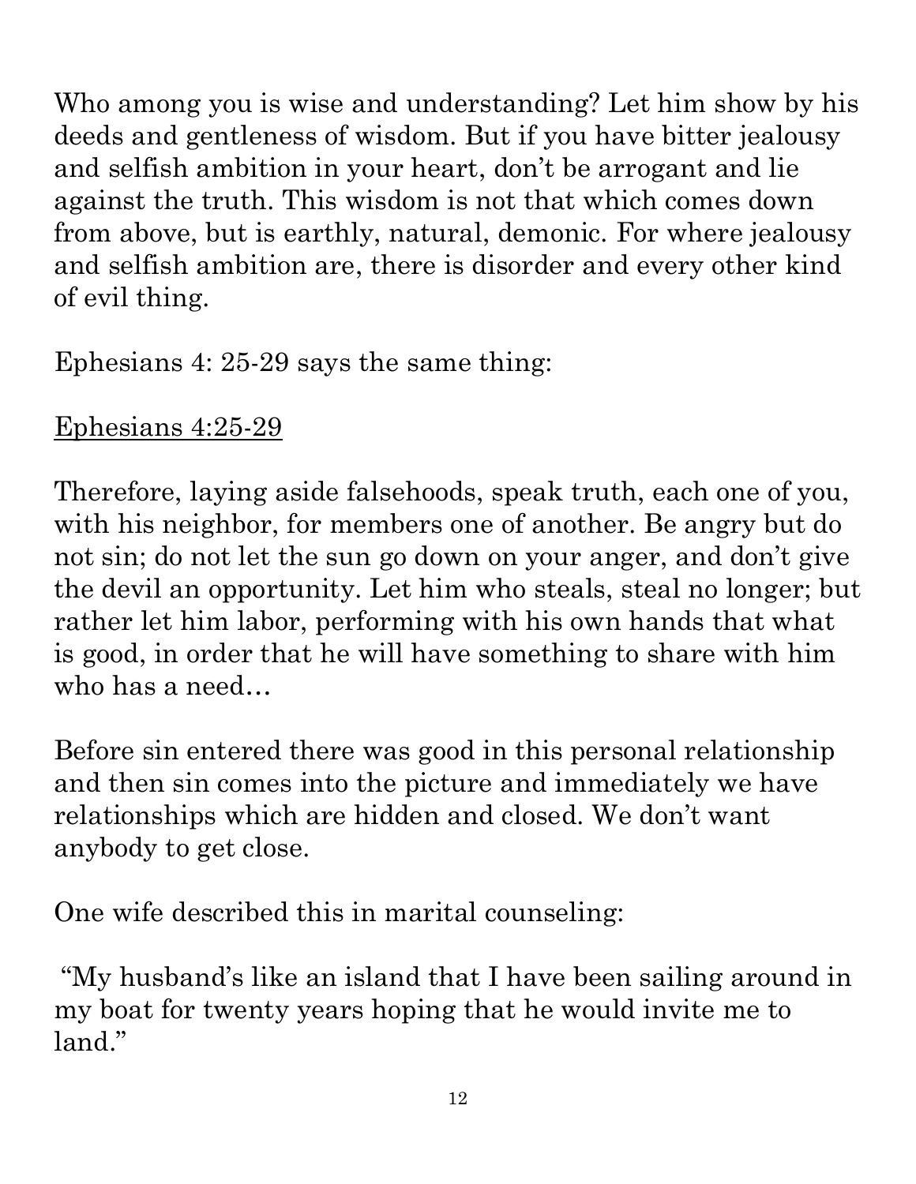Who among you is wise and understanding? Let him show by his deeds and gentleness of wisdom. But if you have bitter jealousy and selfish ambition in your heart, don't be arrogant and lie against the truth. This wisdom is not that which comes down from above, but is earthly, natural, demonic. For where jealousy and selfish ambition are, there is disorder and every other kind of evil thing.

Ephesians 4: 25-29 says the same thing:

<u>Ephesians 4:25-29</u>

Therefore, laying aside falsehoods, speak truth, each one of you, with his neighbor, for members one of another. Be angry but do not sin; do not let the sun go down on your anger, and don't give the devil an opportunity. Let him who steals, steal no longer; but rather let him labor, performing with his own hands that what is good, in order that he will have something to share with him who has a need…

Before sin entered there was good in this personal relationship and then sin comes into the picture and immediately we have relationships which are hidden and closed. We don't want anybody to get close.

One wife described this in marital counseling:

"My husband's like an island that I have been sailing around in my boat for twenty years hoping that he would invite me to land."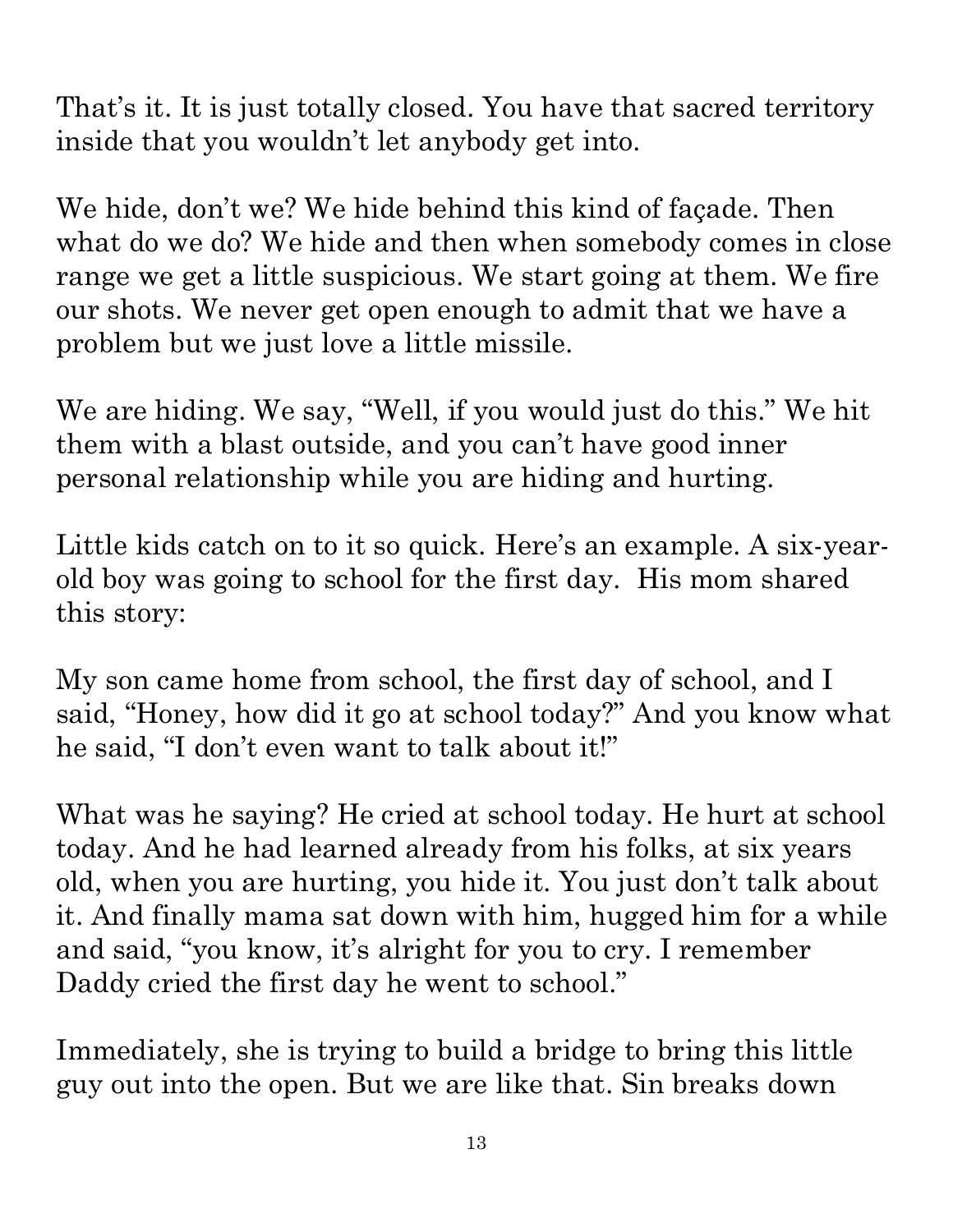That's it. It is just totally closed. You have that sacred territory inside that you wouldn't let anybody get into.

We hide, don't we? We hide behind this kind of façade. Then what do we do? We hide and then when somebody comes in close range we get a little suspicious. We start going at them. We fire our shots. We never get open enough to admit that we have a problem but we just love a little missile.

We are hiding. We say, "Well, if you would just do this." We hit them with a blast outside, and you can't have good inner personal relationship while you are hiding and hurting.

Little kids catch on to it so quick. Here's an example. A six-year-old boy was going to school for the first day. His mom shared this story:

My son came home from school, the first day of school, and I said, "Honey, how did it go at school today?" And you know what he said, "I don't even want to talk about it!"

What was he saying? He cried at school today. He hurt at school today. And he had learned already from his folks, at six years old, when you are hurting, you hide it. You just don't talk about it. And finally mama sat down with him, hugged him for a while and said, "you know, it's alright for you to cry. I remember Daddy cried the first day he went to school."

Immediately, she is trying to build a bridge to bring this little guy out into the open. But we are like that. Sin breaks down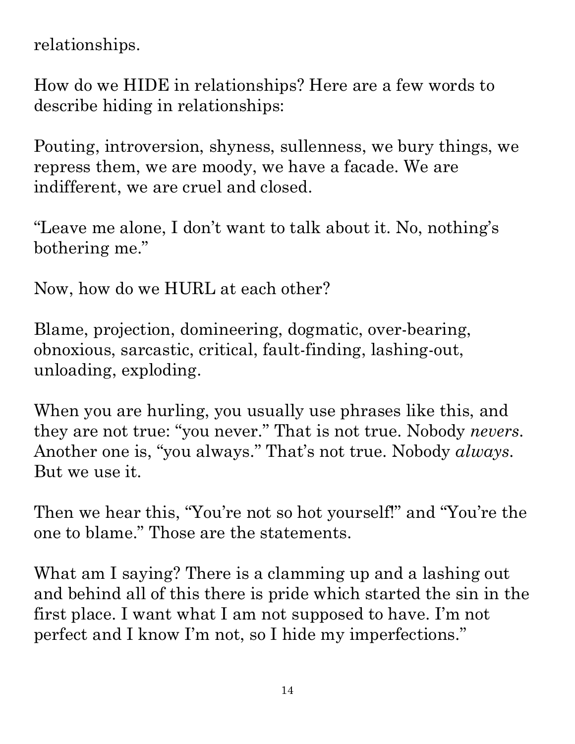relationships.

How do we HIDE in relationships? Here are a few words to describe hiding in relationships:

Pouting, introversion, shyness, sullenness, we bury things, we repress them, we are moody, we have a facade. We are indifferent, we are cruel and closed.

"Leave me alone, I don't want to talk about it. No, nothing's bothering me."

Now, how do we HURL at each other?

Blame, projection, domineering, dogmatic, over-bearing, obnoxious, sarcastic, critical, fault-finding, lashing-out, unloading, exploding.

When you are hurling, you usually use phrases like this, and they are not true: "you never." That is not true. Nobody *nevers*. Another one is, "you always." That's not true. Nobody *always*. But we use it.

Then we hear this, "You're not so hot yourself!" and "You're the one to blame." Those are the statements.

What am I saying? There is a clamming up and a lashing out and behind all of this there is pride which started the sin in the first place. I want what I am not supposed to have. I'm not perfect and I know I'm not, so I hide my imperfections."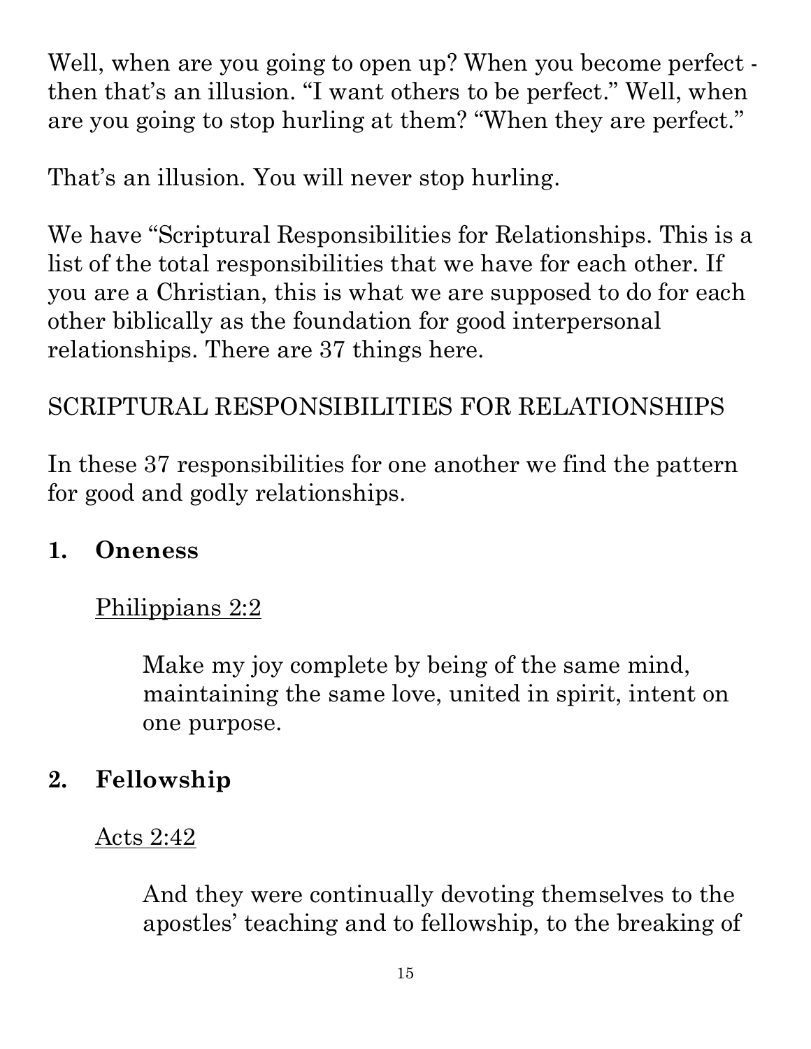Well, when are you going to open up? When you become perfect - then that's an illusion. "I want others to be perfect." Well, when are you going to stop hurling at them? "When they are perfect."

That's an illusion. You will never stop hurling.

We have "Scriptural Responsibilities for Relationships. This is a list of the total responsibilities that we have for each other. If you are a Christian, this is what we are supposed to do for each other biblically as the foundation for good interpersonal relationships. There are 37 things here.

SCRIPTURAL RESPONSIBILITIES FOR RELATIONSHIPS

In these 37 responsibilities for one another we find the pattern for good and godly relationships.

**1. Oneness**

<u>Philippians 2:2</u>

> Make my joy complete by being of the same mind, maintaining the same love, united in spirit, intent on one purpose.

**2. Fellowship**

<u>Acts 2:42</u>

> And they were continually devoting themselves to the apostles' teaching and to fellowship, to the breaking of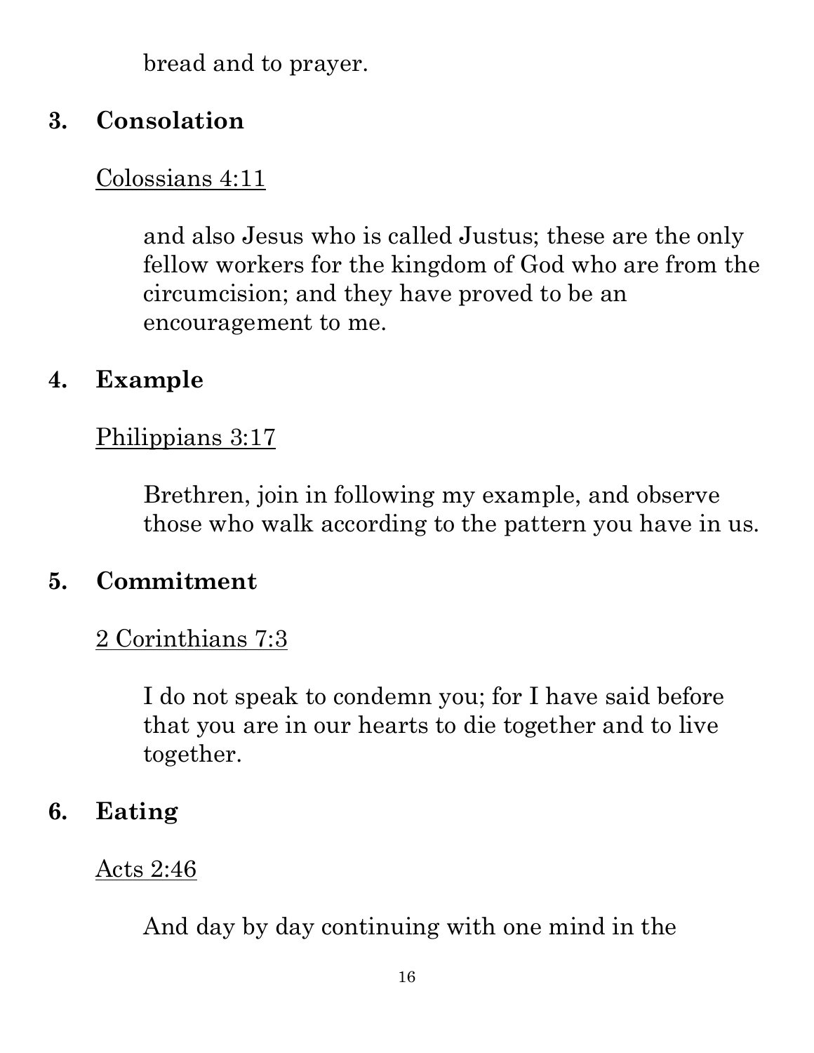bread and to prayer.

**3. Consolation**

Colossians 4:11

> and also Jesus who is called Justus; these are the only fellow workers for the kingdom of God who are from the circumcision; and they have proved to be an encouragement to me.

**4. Example**

Philippians 3:17

> Brethren, join in following my example, and observe those who walk according to the pattern you have in us.

**5. Commitment**

2 Corinthians 7:3

> I do not speak to condemn you; for I have said before that you are in our hearts to die together and to live together.

**6. Eating**

Acts 2:46

> And day by day continuing with one mind in the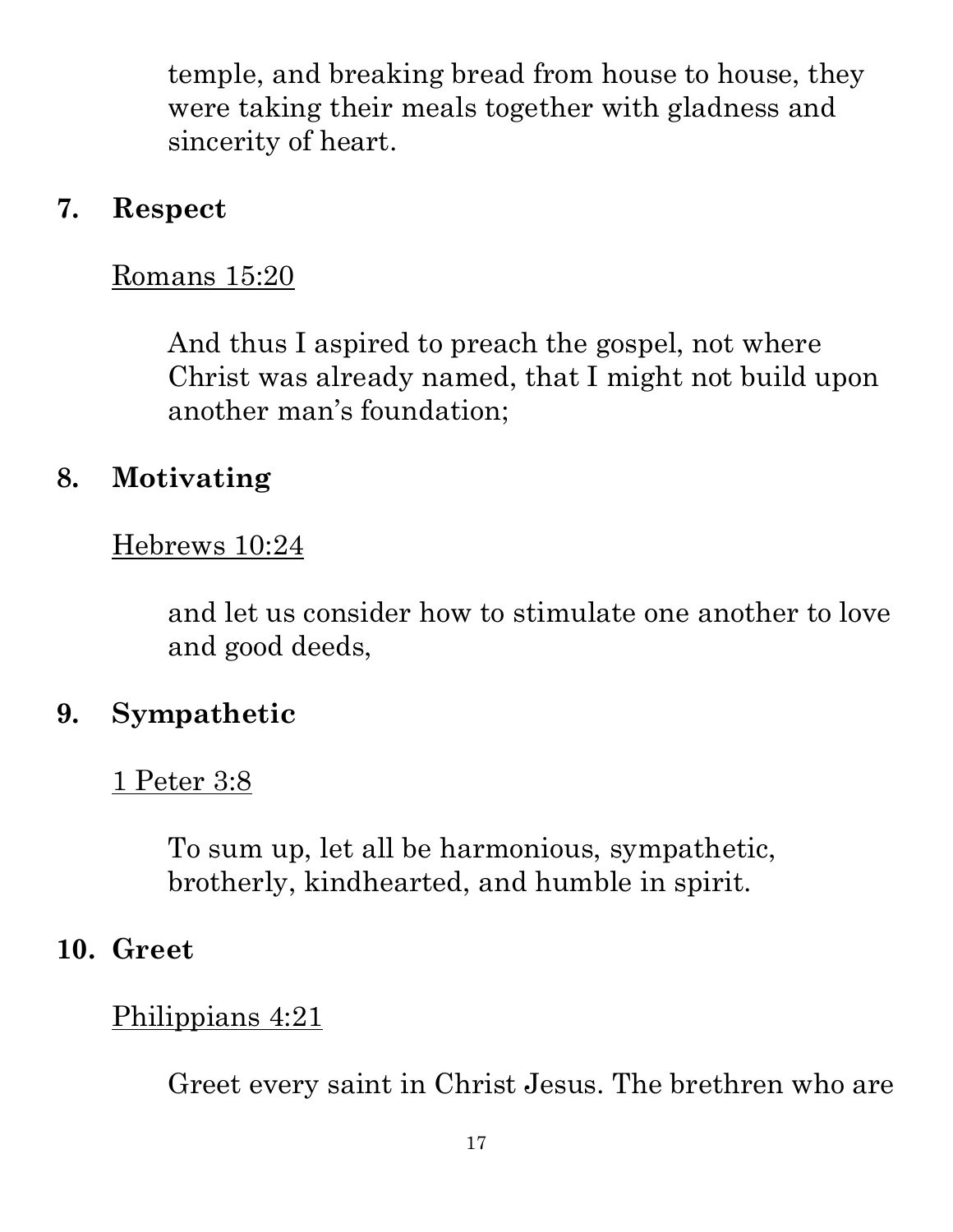temple, and breaking bread from house to house, they were taking their meals together with gladness and sincerity of heart.

**7. Respect**

Romans 15:20

> And thus I aspired to preach the gospel, not where Christ was already named, that I might not build upon another man's foundation;

**8. Motivating**

Hebrews 10:24

> and let us consider how to stimulate one another to love and good deeds,

**9. Sympathetic**

1 Peter 3:8

> To sum up, let all be harmonious, sympathetic, brotherly, kindhearted, and humble in spirit.

**10. Greet**

Philippians 4:21

> Greet every saint in Christ Jesus. The brethren who are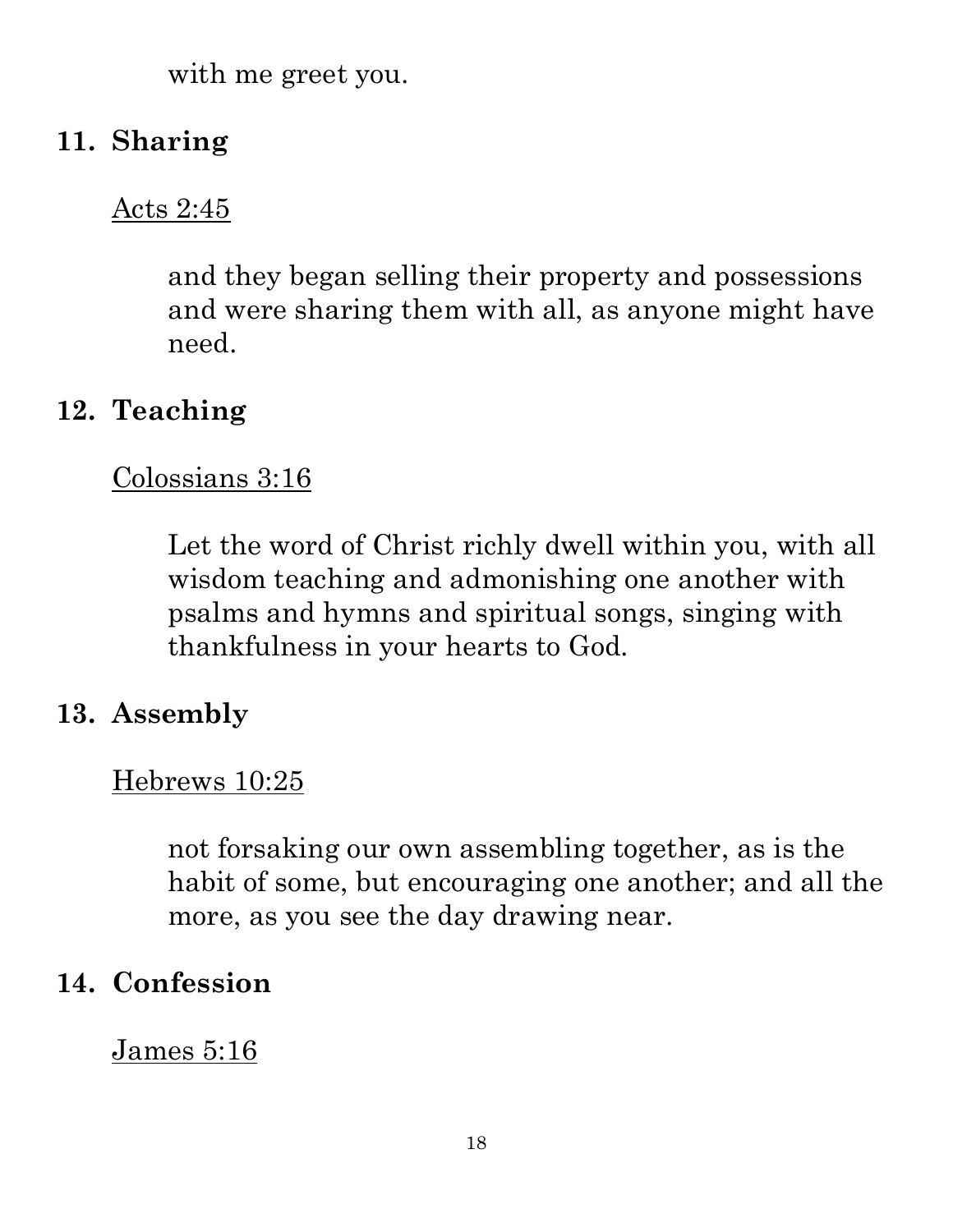with me greet you.

## 11. Sharing

Acts 2:45

> and they began selling their property and possessions and were sharing them with all, as anyone might have need.

## 12. Teaching

Colossians 3:16

> Let the word of Christ richly dwell within you, with all wisdom teaching and admonishing one another with psalms and hymns and spiritual songs, singing with thankfulness in your hearts to God.

## 13. Assembly

Hebrews 10:25

> not forsaking our own assembling together, as is the habit of some, but encouraging one another; and all the more, as you see the day drawing near.

## 14. Confession

James 5:16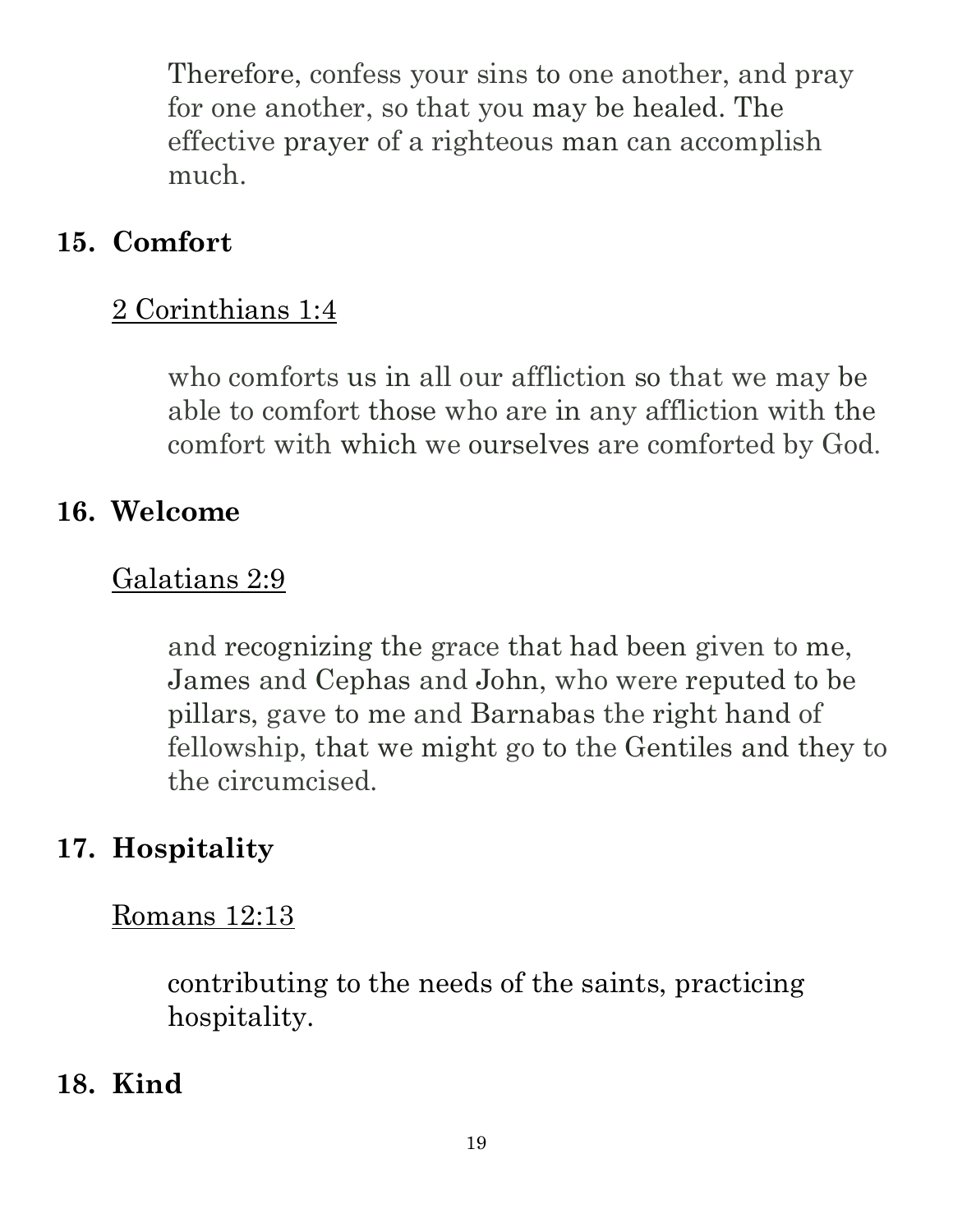Therefore, confess your sins to one another, and pray for one another, so that you may be healed. The effective prayer of a righteous man can accomplish much.

**15. Comfort**

2 Corinthians 1:4

who comforts us in all our affliction so that we may be able to comfort those who are in any affliction with the comfort with which we ourselves are comforted by God.

**16. Welcome**

Galatians 2:9

and recognizing the grace that had been given to me, James and Cephas and John, who were reputed to be pillars, gave to me and Barnabas the right hand of fellowship, that we might go to the Gentiles and they to the circumcised.

**17. Hospitality**

Romans 12:13

contributing to the needs of the saints, practicing hospitality.

**18. Kind**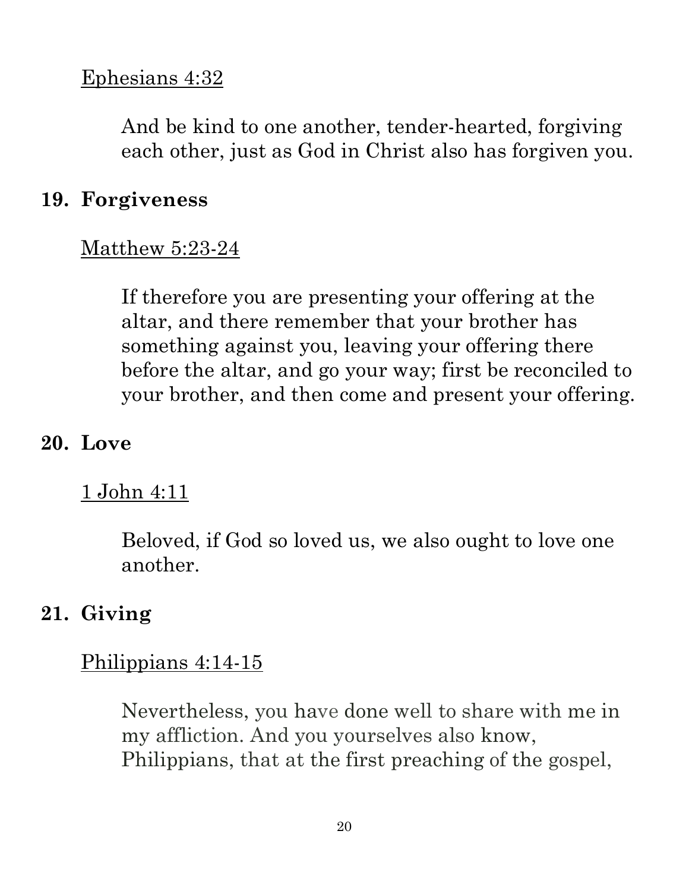Ephesians 4:32

And be kind to one another, tender-hearted, forgiving each other, just as God in Christ also has forgiven you.

**19. Forgiveness**

Matthew 5:23-24

If therefore you are presenting your offering at the altar, and there remember that your brother has something against you, leaving your offering there before the altar, and go your way; first be reconciled to your brother, and then come and present your offering.

**20. Love**

1 John 4:11

Beloved, if God so loved us, we also ought to love one another.

**21. Giving**

Philippians 4:14-15

Nevertheless, you have done well to share with me in my affliction. And you yourselves also know, Philippians, that at the first preaching of the gospel,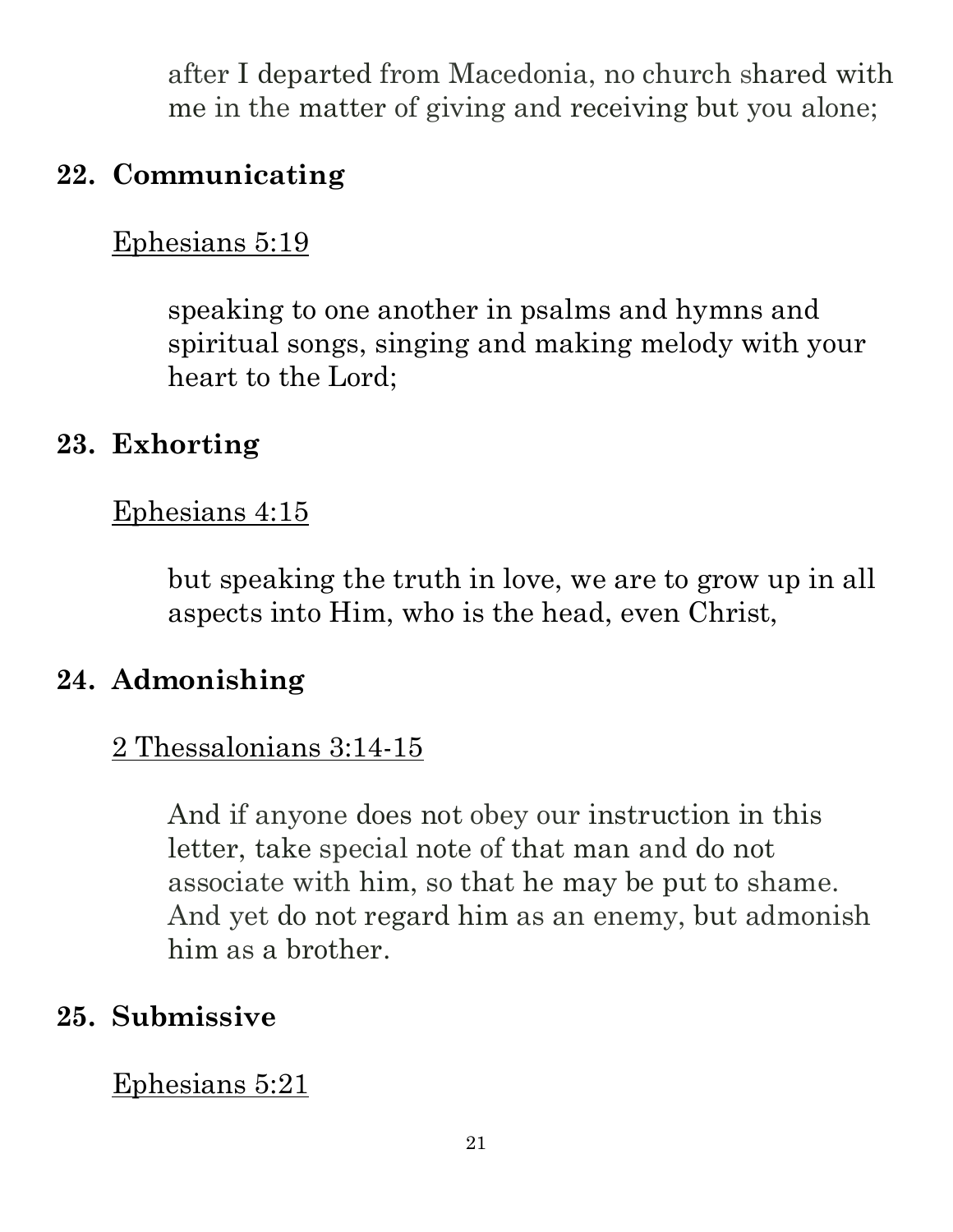after I departed from Macedonia, no church shared with me in the matter of giving and receiving but you alone;

## 22. Communicating

Ephesians 5:19

> speaking to one another in psalms and hymns and spiritual songs, singing and making melody with your heart to the Lord;

## 23. Exhorting

Ephesians 4:15

> but speaking the truth in love, we are to grow up in all aspects into Him, who is the head, even Christ,

## 24. Admonishing

2 Thessalonians 3:14-15

> And if anyone does not obey our instruction in this letter, take special note of that man and do not associate with him, so that he may be put to shame. And yet do not regard him as an enemy, but admonish him as a brother.

## 25. Submissive

Ephesians 5:21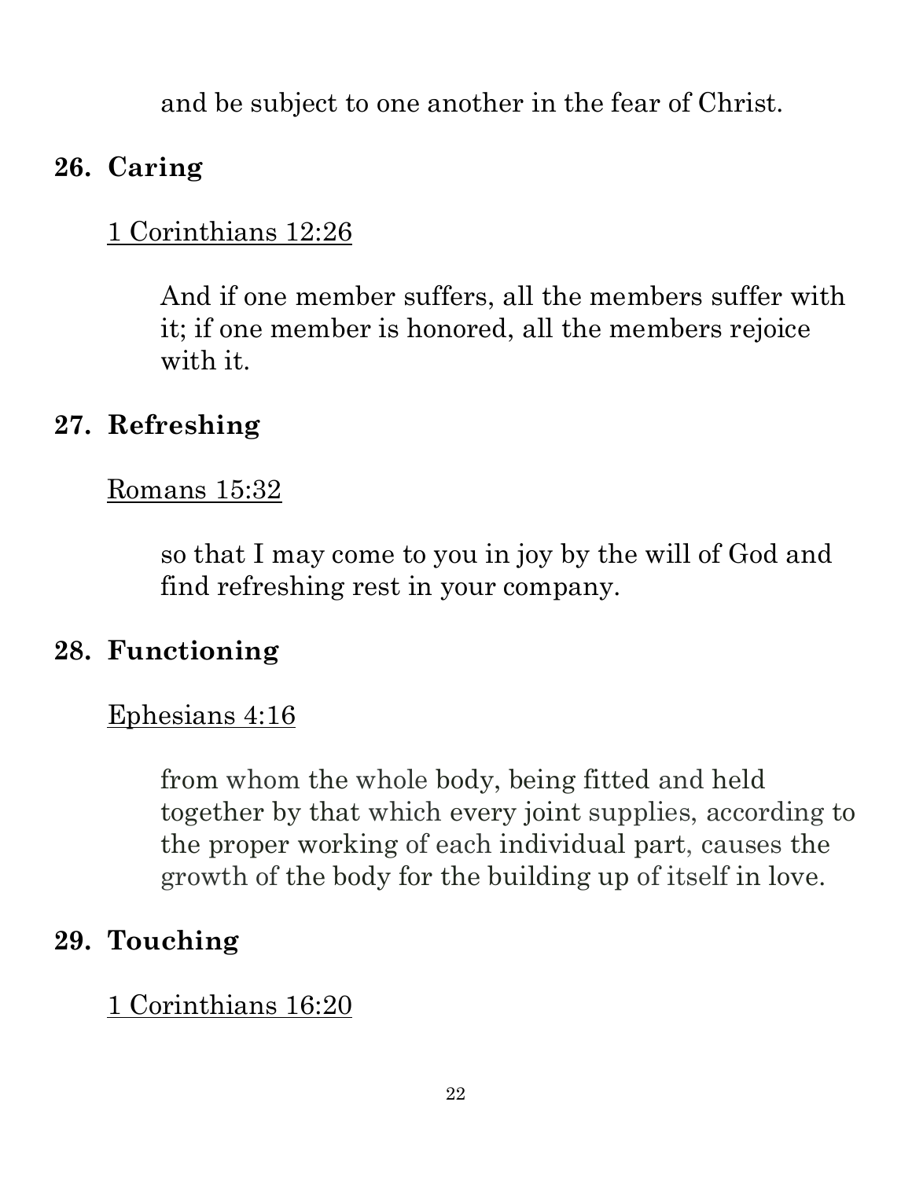and be subject to one another in the fear of Christ.

**26. Caring**

1 Corinthians 12:26

> And if one member suffers, all the members suffer with it; if one member is honored, all the members rejoice with it.

**27. Refreshing**

Romans 15:32

> so that I may come to you in joy by the will of God and find refreshing rest in your company.

**28. Functioning**

Ephesians 4:16

> from whom the whole body, being fitted and held together by that which every joint supplies, according to the proper working of each individual part, causes the growth of the body for the building up of itself in love.

**29. Touching**

1 Corinthians 16:20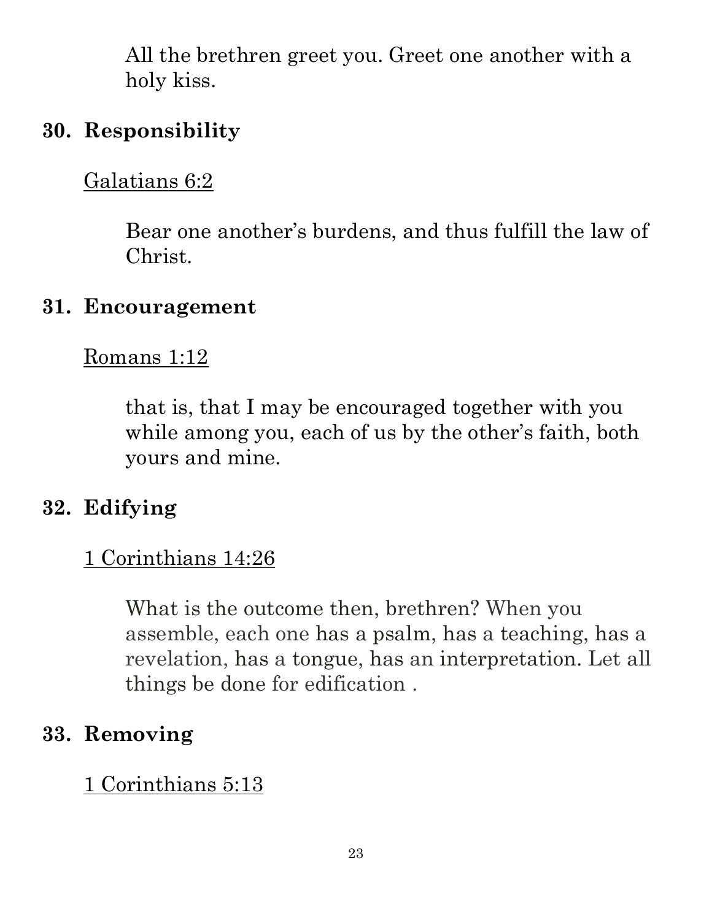All the brethren greet you. Greet one another with a holy kiss.

**30. Responsibility**

Galatians 6:2

Bear one another's burdens, and thus fulfill the law of Christ.

**31. Encouragement**

Romans 1:12

that is, that I may be encouraged together with you while among you, each of us by the other's faith, both yours and mine.

**32. Edifying**

1 Corinthians 14:26

What is the outcome then, brethren? When you assemble, each one has a psalm, has a teaching, has a revelation, has a tongue, has an interpretation. Let all things be done for edification .

**33. Removing**

1 Corinthians 5:13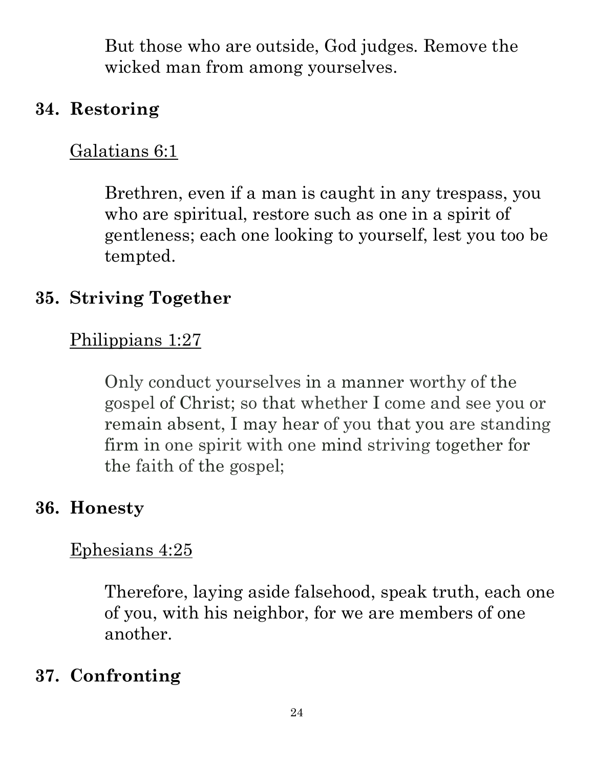But those who are outside, God judges. Remove the wicked man from among yourselves.

## 34. Restoring

Galatians 6:1

Brethren, even if a man is caught in any trespass, you who are spiritual, restore such as one in a spirit of gentleness; each one looking to yourself, lest you too be tempted.

## 35. Striving Together

Philippians 1:27

Only conduct yourselves in a manner worthy of the gospel of Christ; so that whether I come and see you or remain absent, I may hear of you that you are standing firm in one spirit with one mind striving together for the faith of the gospel;

## 36. Honesty

Ephesians 4:25

Therefore, laying aside falsehood, speak truth, each one of you, with his neighbor, for we are members of one another.

## 37. Confronting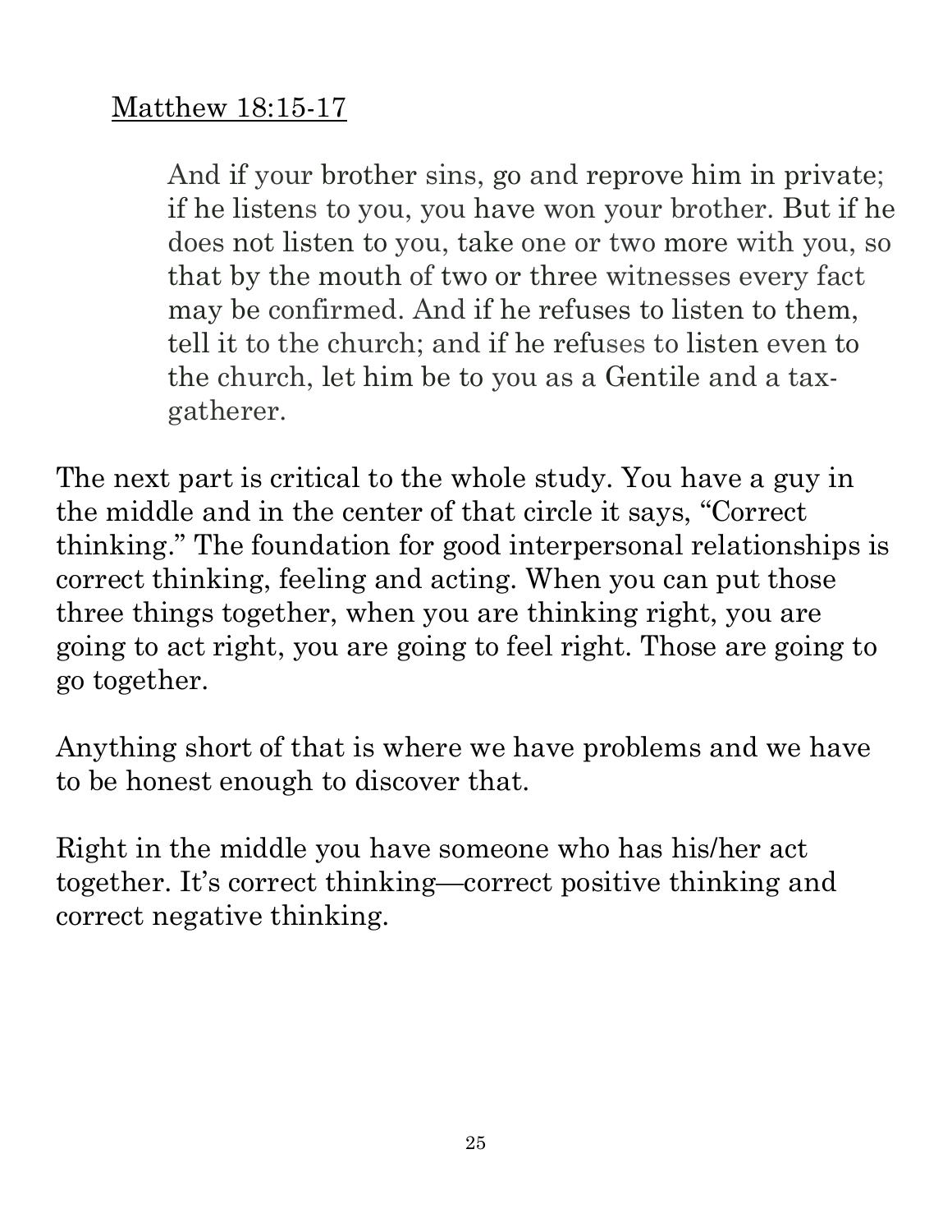<u>Matthew 18:15-17</u>

> And if your brother sins, go and reprove him in private; if he listens to you, you have won your brother. But if he does not listen to you, take one or two more with you, so that by the mouth of two or three witnesses every fact may be confirmed. And if he refuses to listen to them, tell it to the church; and if he refuses to listen even to the church, let him be to you as a Gentile and a tax-gatherer.

The next part is critical to the whole study. You have a guy in the middle and in the center of that circle it says, "Correct thinking." The foundation for good interpersonal relationships is correct thinking, feeling and acting. When you can put those three things together, when you are thinking right, you are going to act right, you are going to feel right. Those are going to go together.

Anything short of that is where we have problems and we have to be honest enough to discover that.

Right in the middle you have someone who has his/her act together. It's correct thinking—correct positive thinking and correct negative thinking.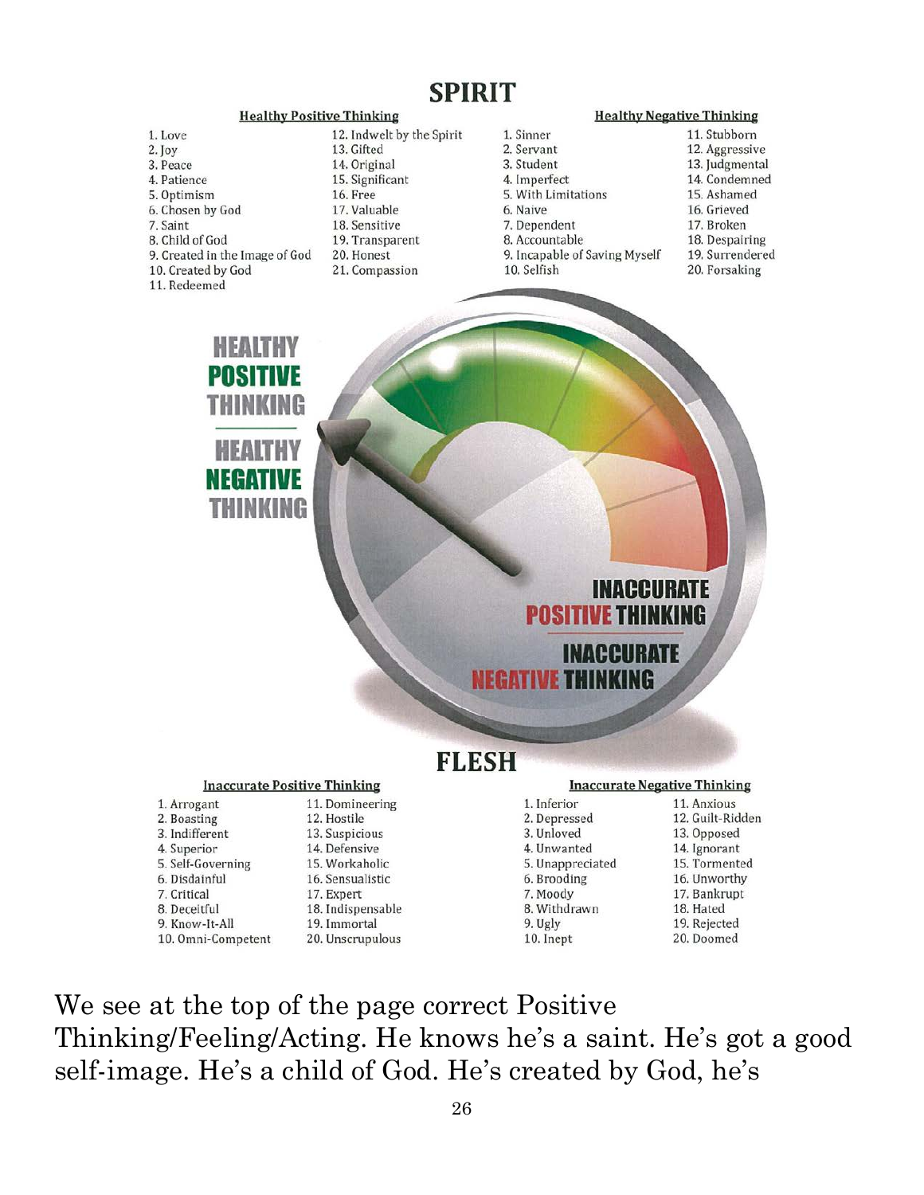# SPIRIT

**Healthy Positive Thinking**

1. Love
2. Joy
3. Peace
4. Patience
5. Optimism
6. Chosen by God
7. Saint
8. Child of God
9. Created in the Image of God
10. Created by God
11. Redeemed
12. Indwelt by the Spirit
13. Gifted
14. Original
15. Significant
16. Free
17. Valuable
18. Sensitive
19. Transparent
20. Honest
21. Compassion

**Healthy Negative Thinking**

1. Sinner
2. Servant
3. Student
4. Imperfect
5. With Limitations
6. Naive
7. Dependent
8. Accountable
9. Incapable of Saving Myself
10. Selfish
11. Stubborn
12. Aggressive
13. Judgmental
14. Condemned
15. Ashamed
16. Grieved
17. Broken
18. Despairing
19. Surrendered
20. Forsaking

HEALTHY POSITIVE THINKING

HEALTHY NEGATIVE THINKING

INACCURATE POSITIVE THINKING

INACCURATE NEGATIVE THINKING

# FLESH

**Inaccurate Positive Thinking**

1. Arrogant
2. Boasting
3. Indifferent
4. Superior
5. Self-Governing
6. Disdainful
7. Critical
8. Deceitful
9. Know-It-All
10. Omni-Competent
11. Domineering
12. Hostile
13. Suspicious
14. Defensive
15. Workaholic
16. Sensualistic
17. Expert
18. Indispensable
19. Immortal
20. Unscrupulous

**Inaccurate Negative Thinking**

1. Inferior
2. Depressed
3. Unloved
4. Unwanted
5. Unappreciated
6. Brooding
7. Moody
8. Withdrawn
9. Ugly
10. Inept
11. Anxious
12. Guilt-Ridden
13. Opposed
14. Ignorant
15. Tormented
16. Unworthy
17. Bankrupt
18. Hated
19. Rejected
20. Doomed

We see at the top of the page correct Positive Thinking/Feeling/Acting. He knows he's a saint. He's got a good self-image. He's a child of God. He's created by God, he's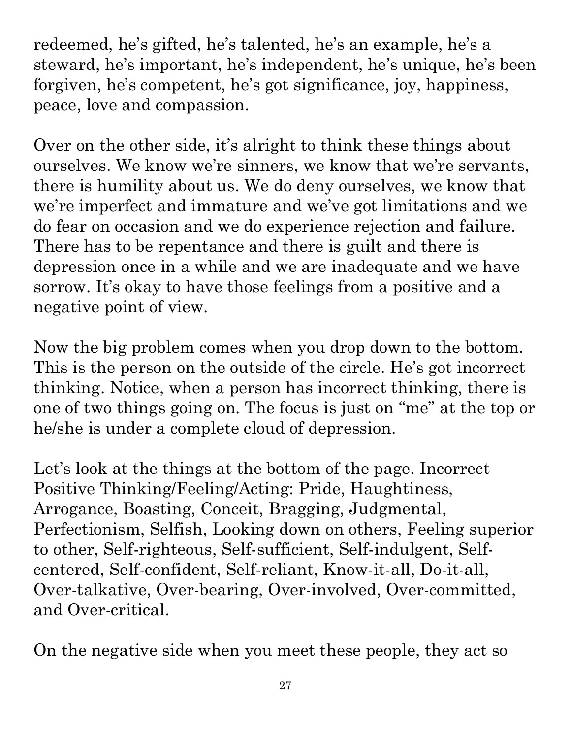redeemed, he's gifted, he's talented, he's an example, he's a steward, he's important, he's independent, he's unique, he's been forgiven, he's competent, he's got significance, joy, happiness, peace, love and compassion.

Over on the other side, it's alright to think these things about ourselves. We know we're sinners, we know that we're servants, there is humility about us. We do deny ourselves, we know that we're imperfect and immature and we've got limitations and we do fear on occasion and we do experience rejection and failure. There has to be repentance and there is guilt and there is depression once in a while and we are inadequate and we have sorrow. It's okay to have those feelings from a positive and a negative point of view.

Now the big problem comes when you drop down to the bottom. This is the person on the outside of the circle. He's got incorrect thinking. Notice, when a person has incorrect thinking, there is one of two things going on. The focus is just on "me" at the top or he/she is under a complete cloud of depression.

Let's look at the things at the bottom of the page. Incorrect Positive Thinking/Feeling/Acting: Pride, Haughtiness, Arrogance, Boasting, Conceit, Bragging, Judgmental, Perfectionism, Selfish, Looking down on others, Feeling superior to other, Self-righteous, Self-sufficient, Self-indulgent, Self-centered, Self-confident, Self-reliant, Know-it-all, Do-it-all, Over-talkative, Over-bearing, Over-involved, Over-committed, and Over-critical.

On the negative side when you meet these people, they act so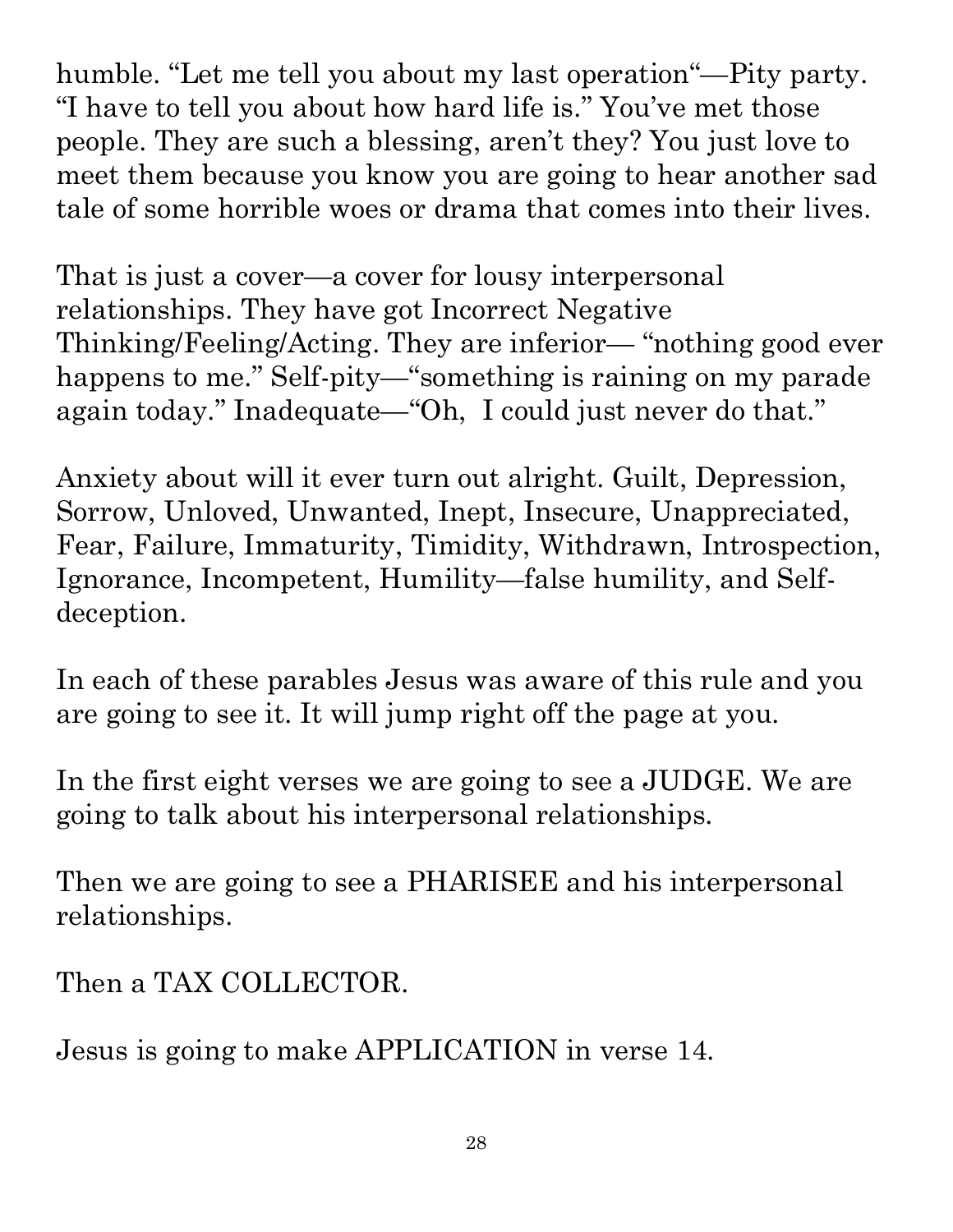humble. "Let me tell you about my last operation"—Pity party. "I have to tell you about how hard life is." You've met those people. They are such a blessing, aren't they? You just love to meet them because you know you are going to hear another sad tale of some horrible woes or drama that comes into their lives.

That is just a cover—a cover for lousy interpersonal relationships. They have got Incorrect Negative Thinking/Feeling/Acting. They are inferior— "nothing good ever happens to me." Self-pity—"something is raining on my parade again today." Inadequate—"Oh,  I could just never do that."

Anxiety about will it ever turn out alright. Guilt, Depression, Sorrow, Unloved, Unwanted, Inept, Insecure, Unappreciated, Fear, Failure, Immaturity, Timidity, Withdrawn, Introspection, Ignorance, Incompetent, Humility—false humility, and Self-deception.

In each of these parables Jesus was aware of this rule and you are going to see it. It will jump right off the page at you.

In the first eight verses we are going to see a JUDGE. We are going to talk about his interpersonal relationships.

Then we are going to see a PHARISEE and his interpersonal relationships.

Then a TAX COLLECTOR.

Jesus is going to make APPLICATION in verse 14.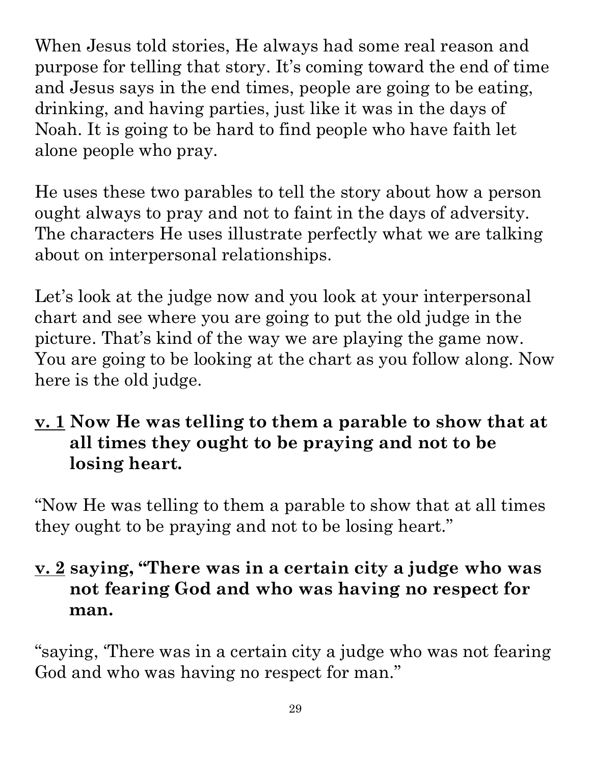When Jesus told stories, He always had some real reason and purpose for telling that story. It's coming toward the end of time and Jesus says in the end times, people are going to be eating, drinking, and having parties, just like it was in the days of Noah. It is going to be hard to find people who have faith let alone people who pray.

He uses these two parables to tell the story about how a person ought always to pray and not to faint in the days of adversity. The characters He uses illustrate perfectly what we are talking about on interpersonal relationships.

Let's look at the judge now and you look at your interpersonal chart and see where you are going to put the old judge in the picture. That's kind of the way we are playing the game now. You are going to be looking at the chart as you follow along. Now here is the old judge.

**<u>v. 1</u> Now He was telling to them a parable to show that at all times they ought to be praying and not to be losing heart.**

"Now He was telling to them a parable to show that at all times they ought to be praying and not to be losing heart."

**<u>v. 2</u> saying, "There was in a certain city a judge who was not fearing God and who was having no respect for man.**

"saying, 'There was in a certain city a judge who was not fearing God and who was having no respect for man."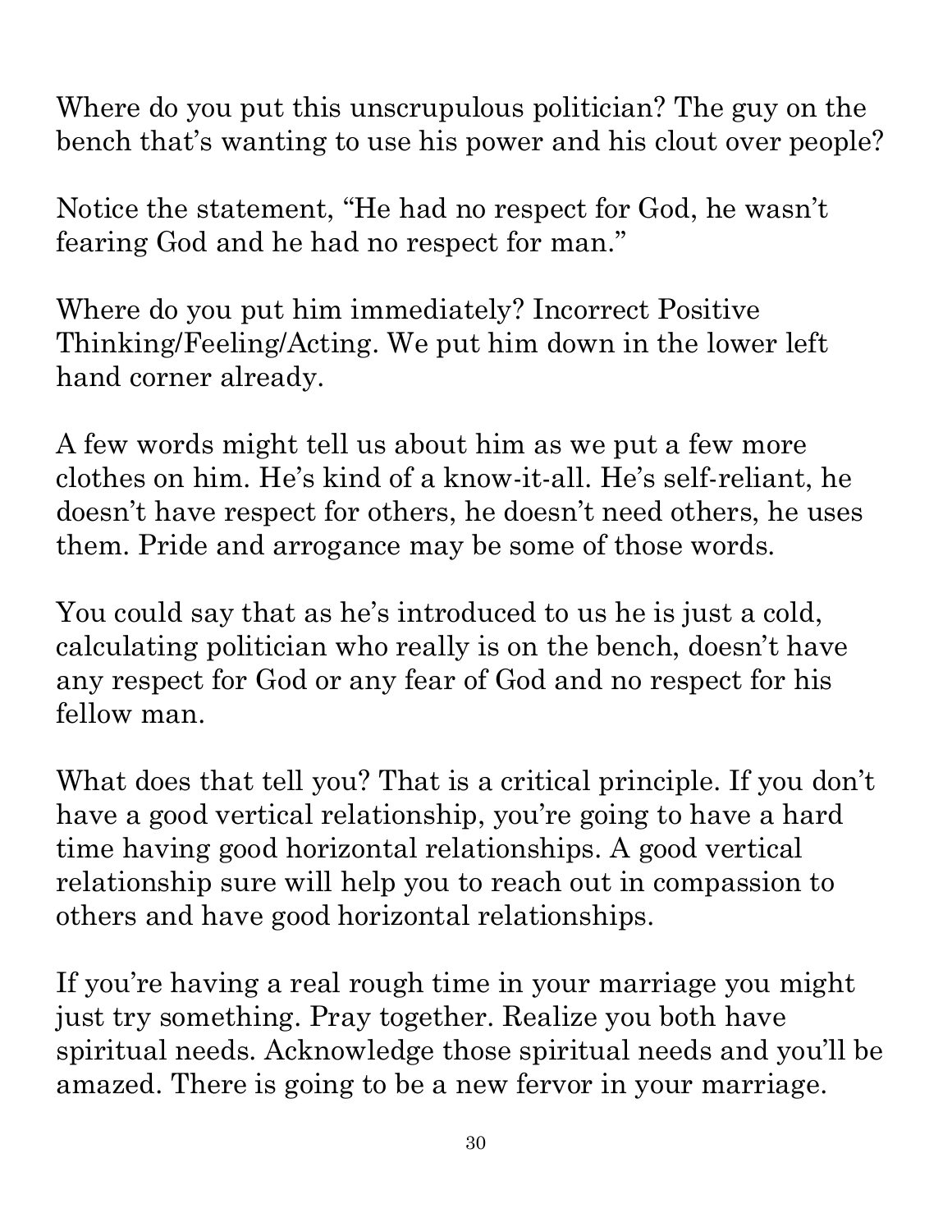Where do you put this unscrupulous politician? The guy on the bench that's wanting to use his power and his clout over people?

Notice the statement, "He had no respect for God, he wasn't fearing God and he had no respect for man."

Where do you put him immediately? Incorrect Positive Thinking/Feeling/Acting. We put him down in the lower left hand corner already.

A few words might tell us about him as we put a few more clothes on him. He's kind of a know-it-all. He's self-reliant, he doesn't have respect for others, he doesn't need others, he uses them. Pride and arrogance may be some of those words.

You could say that as he's introduced to us he is just a cold, calculating politician who really is on the bench, doesn't have any respect for God or any fear of God and no respect for his fellow man.

What does that tell you? That is a critical principle. If you don't have a good vertical relationship, you're going to have a hard time having good horizontal relationships. A good vertical relationship sure will help you to reach out in compassion to others and have good horizontal relationships.

If you're having a real rough time in your marriage you might just try something. Pray together. Realize you both have spiritual needs. Acknowledge those spiritual needs and you'll be amazed. There is going to be a new fervor in your marriage.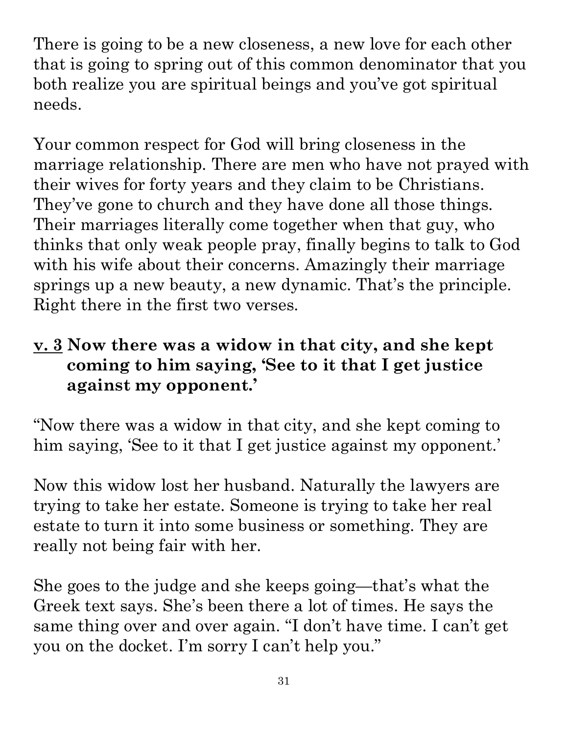There is going to be a new closeness, a new love for each other that is going to spring out of this common denominator that you both realize you are spiritual beings and you've got spiritual needs.

Your common respect for God will bring closeness in the marriage relationship. There are men who have not prayed with their wives for forty years and they claim to be Christians. They've gone to church and they have done all those things. Their marriages literally come together when that guy, who thinks that only weak people pray, finally begins to talk to God with his wife about their concerns. Amazingly their marriage springs up a new beauty, a new dynamic. That's the principle. Right there in the first two verses.

**<u>v. 3</u> Now there was a widow in that city, and she kept coming to him saying, 'See to it that I get justice against my opponent.'**

"Now there was a widow in that city, and she kept coming to him saying, 'See to it that I get justice against my opponent.'

Now this widow lost her husband. Naturally the lawyers are trying to take her estate. Someone is trying to take her real estate to turn it into some business or something. They are really not being fair with her.

She goes to the judge and she keeps going—that's what the Greek text says. She's been there a lot of times. He says the same thing over and over again. "I don't have time. I can't get you on the docket. I'm sorry I can't help you."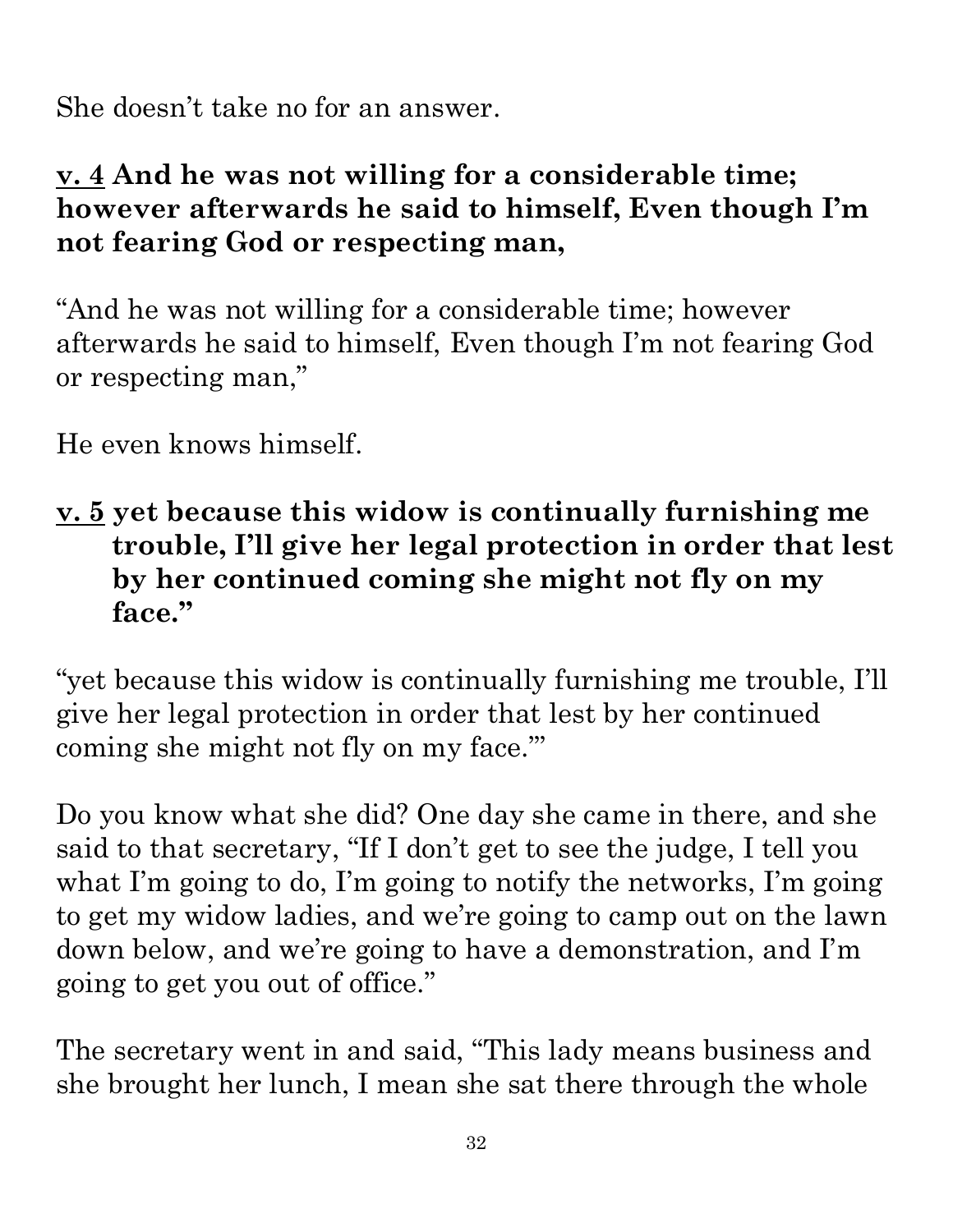She doesn't take no for an answer.

**<u>v. 4</u> And he was not willing for a considerable time; however afterwards he said to himself, Even though I'm not fearing God or respecting man,**

"And he was not willing for a considerable time; however afterwards he said to himself, Even though I'm not fearing God or respecting man,"

He even knows himself.

**<u>v. 5</u> yet because this widow is continually furnishing me trouble, I'll give her legal protection in order that lest by her continued coming she might not fly on my face."**

"yet because this widow is continually furnishing me trouble, I'll give her legal protection in order that lest by her continued coming she might not fly on my face.'"

Do you know what she did? One day she came in there, and she said to that secretary, "If I don't get to see the judge, I tell you what I'm going to do, I'm going to notify the networks, I'm going to get my widow ladies, and we're going to camp out on the lawn down below, and we're going to have a demonstration, and I'm going to get you out of office."

The secretary went in and said, "This lady means business and she brought her lunch, I mean she sat there through the whole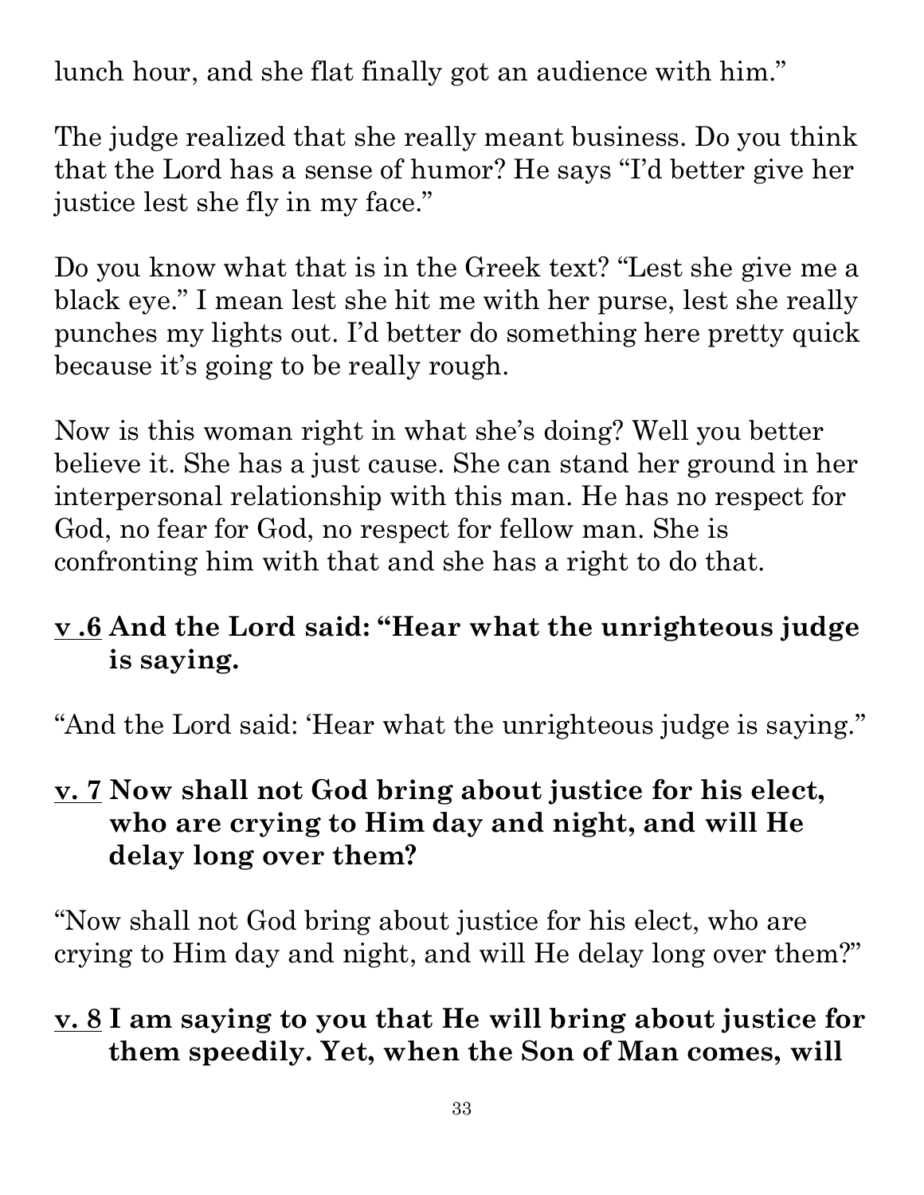lunch hour, and she flat finally got an audience with him."

The judge realized that she really meant business. Do you think that the Lord has a sense of humor? He says "I'd better give her justice lest she fly in my face."

Do you know what that is in the Greek text? "Lest she give me a black eye." I mean lest she hit me with her purse, lest she really punches my lights out. I'd better do something here pretty quick because it's going to be really rough.

Now is this woman right in what she's doing? Well you better believe it. She has a just cause. She can stand her ground in her interpersonal relationship with this man. He has no respect for God, no fear for God, no respect for fellow man. She is confronting him with that and she has a right to do that.

**<u>v .6</u> And the Lord said: "Hear what the unrighteous judge is saying.**

"And the Lord said: 'Hear what the unrighteous judge is saying."

**<u>v. 7</u> Now shall not God bring about justice for his elect, who are crying to Him day and night, and will He delay long over them?**

"Now shall not God bring about justice for his elect, who are crying to Him day and night, and will He delay long over them?"

**<u>v. 8</u> I am saying to you that He will bring about justice for them speedily. Yet, when the Son of Man comes, will**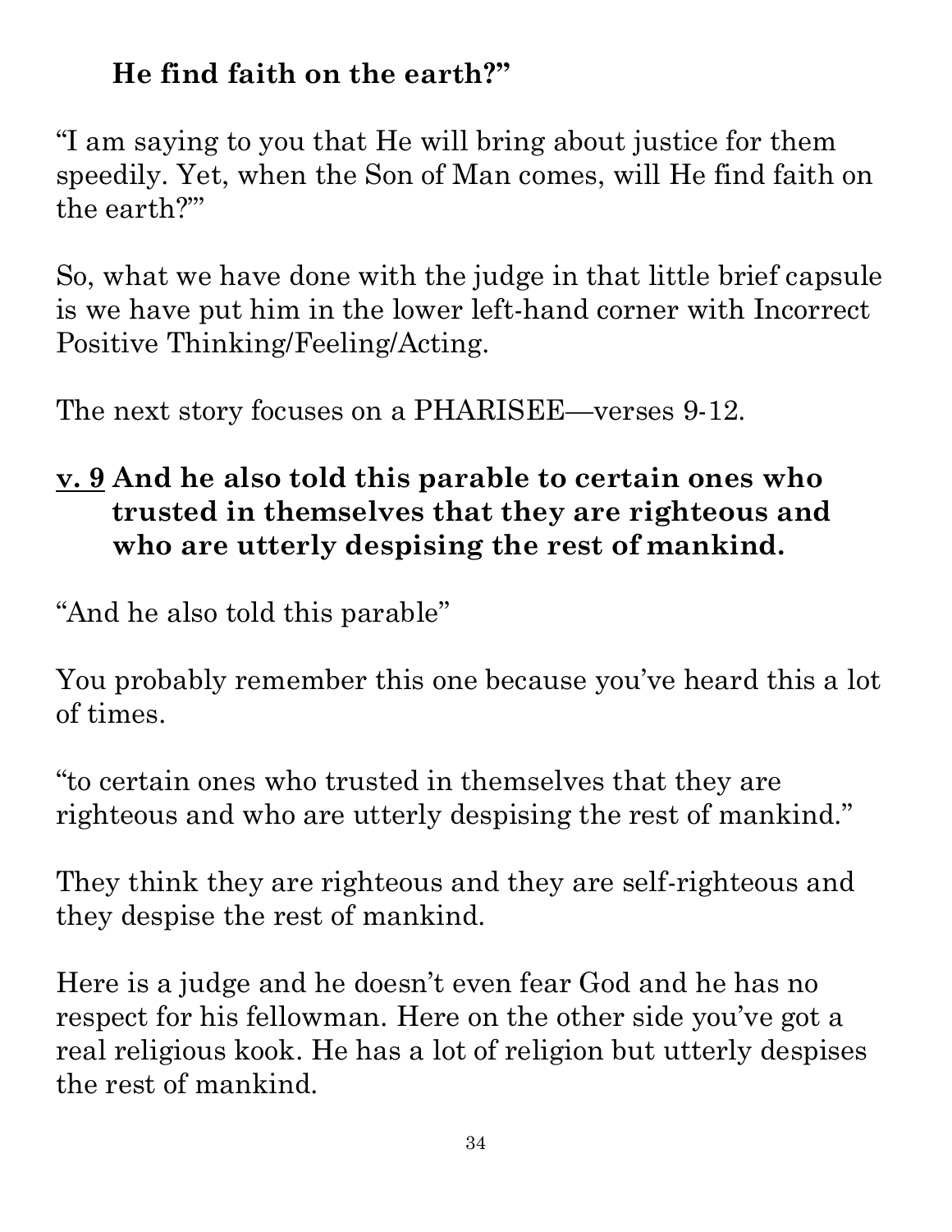**He find faith on the earth?"**

"I am saying to you that He will bring about justice for them speedily. Yet, when the Son of Man comes, will He find faith on the earth?'"

So, what we have done with the judge in that little brief capsule is we have put him in the lower left-hand corner with Incorrect Positive Thinking/Feeling/Acting.

The next story focuses on a PHARISEE—verses 9-12.

**<u>v. 9</u> And he also told this parable to certain ones who trusted in themselves that they are righteous and who are utterly despising the rest of mankind.**

"And he also told this parable"

You probably remember this one because you've heard this a lot of times.

"to certain ones who trusted in themselves that they are righteous and who are utterly despising the rest of mankind."

They think they are righteous and they are self-righteous and they despise the rest of mankind.

Here is a judge and he doesn't even fear God and he has no respect for his fellowman. Here on the other side you've got a real religious kook. He has a lot of religion but utterly despises the rest of mankind.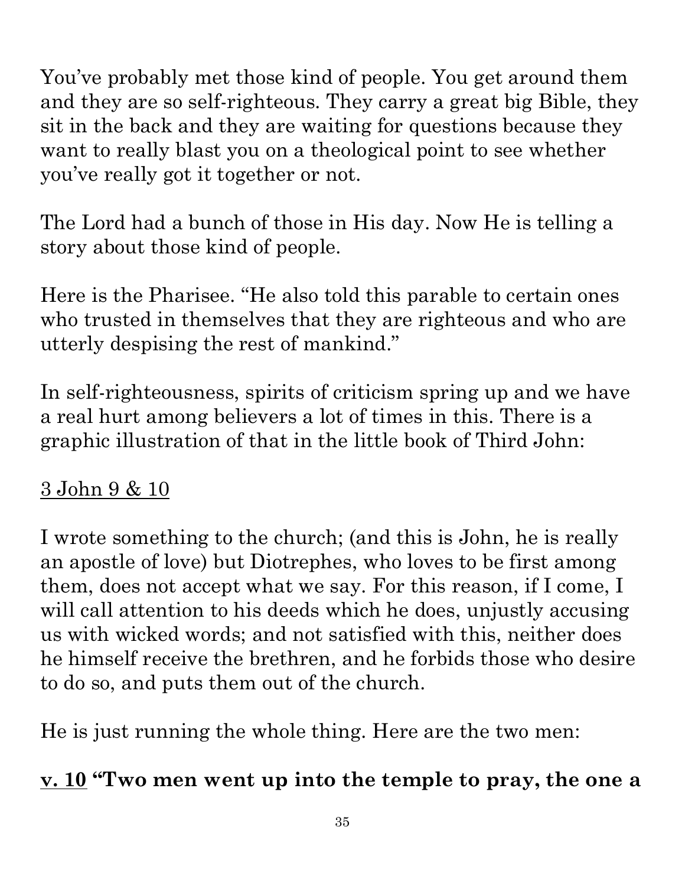You've probably met those kind of people. You get around them and they are so self-righteous. They carry a great big Bible, they sit in the back and they are waiting for questions because they want to really blast you on a theological point to see whether you've really got it together or not.

The Lord had a bunch of those in His day. Now He is telling a story about those kind of people.

Here is the Pharisee. "He also told this parable to certain ones who trusted in themselves that they are righteous and who are utterly despising the rest of mankind."

In self-righteousness, spirits of criticism spring up and we have a real hurt among believers a lot of times in this. There is a graphic illustration of that in the little book of Third John:

<u>3 John 9 & 10</u>

I wrote something to the church; (and this is John, he is really an apostle of love) but Diotrephes, who loves to be first among them, does not accept what we say. For this reason, if I come, I will call attention to his deeds which he does, unjustly accusing us with wicked words; and not satisfied with this, neither does he himself receive the brethren, and he forbids those who desire to do so, and puts them out of the church.

He is just running the whole thing. Here are the two men:

**<u>v. 10</u> "Two men went up into the temple to pray, the one a**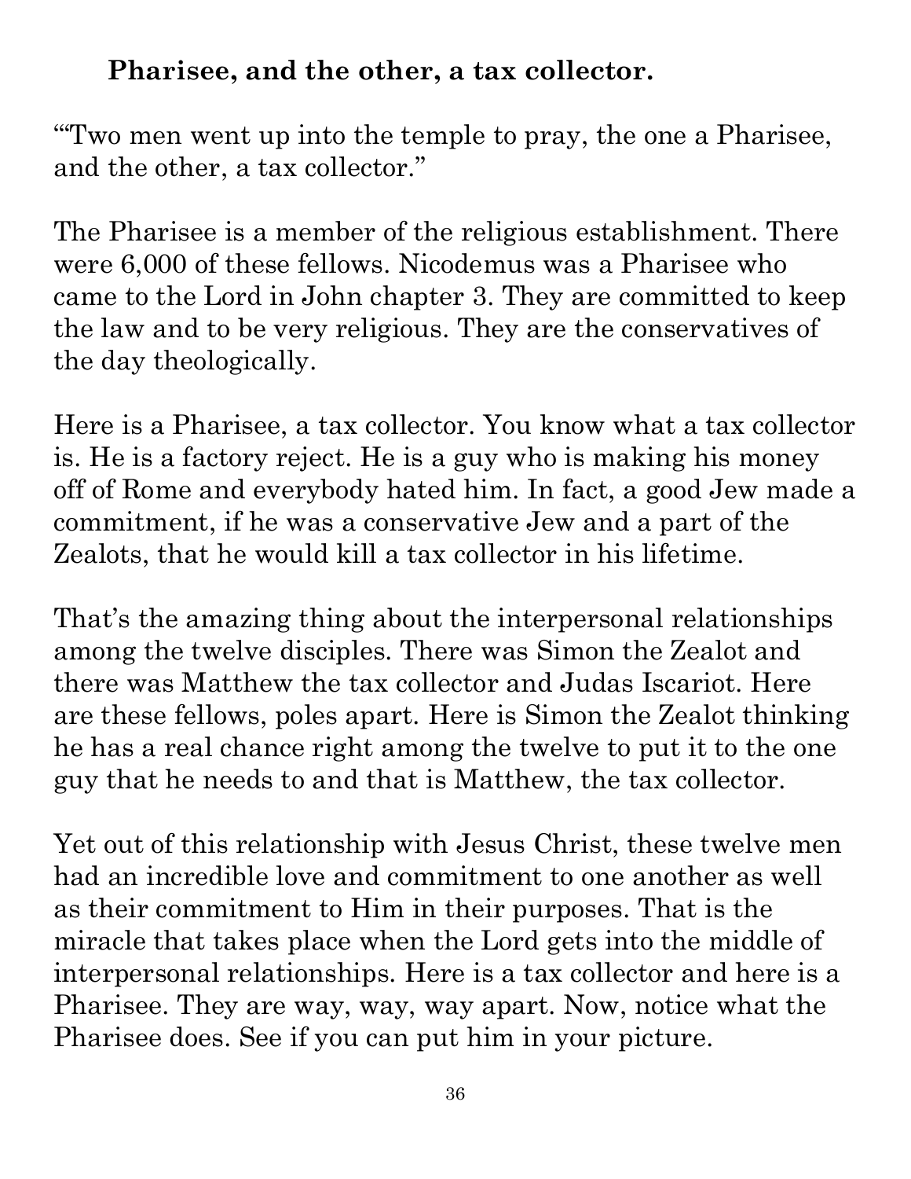**Pharisee, and the other, a tax collector.**

"'Two men went up into the temple to pray, the one a Pharisee, and the other, a tax collector."

The Pharisee is a member of the religious establishment. There were 6,000 of these fellows. Nicodemus was a Pharisee who came to the Lord in John chapter 3. They are committed to keep the law and to be very religious. They are the conservatives of the day theologically.

Here is a Pharisee, a tax collector. You know what a tax collector is. He is a factory reject. He is a guy who is making his money off of Rome and everybody hated him. In fact, a good Jew made a commitment, if he was a conservative Jew and a part of the Zealots, that he would kill a tax collector in his lifetime.

That's the amazing thing about the interpersonal relationships among the twelve disciples. There was Simon the Zealot and there was Matthew the tax collector and Judas Iscariot. Here are these fellows, poles apart. Here is Simon the Zealot thinking he has a real chance right among the twelve to put it to the one guy that he needs to and that is Matthew, the tax collector.

Yet out of this relationship with Jesus Christ, these twelve men had an incredible love and commitment to one another as well as their commitment to Him in their purposes. That is the miracle that takes place when the Lord gets into the middle of interpersonal relationships. Here is a tax collector and here is a Pharisee. They are way, way, way apart. Now, notice what the Pharisee does. See if you can put him in your picture.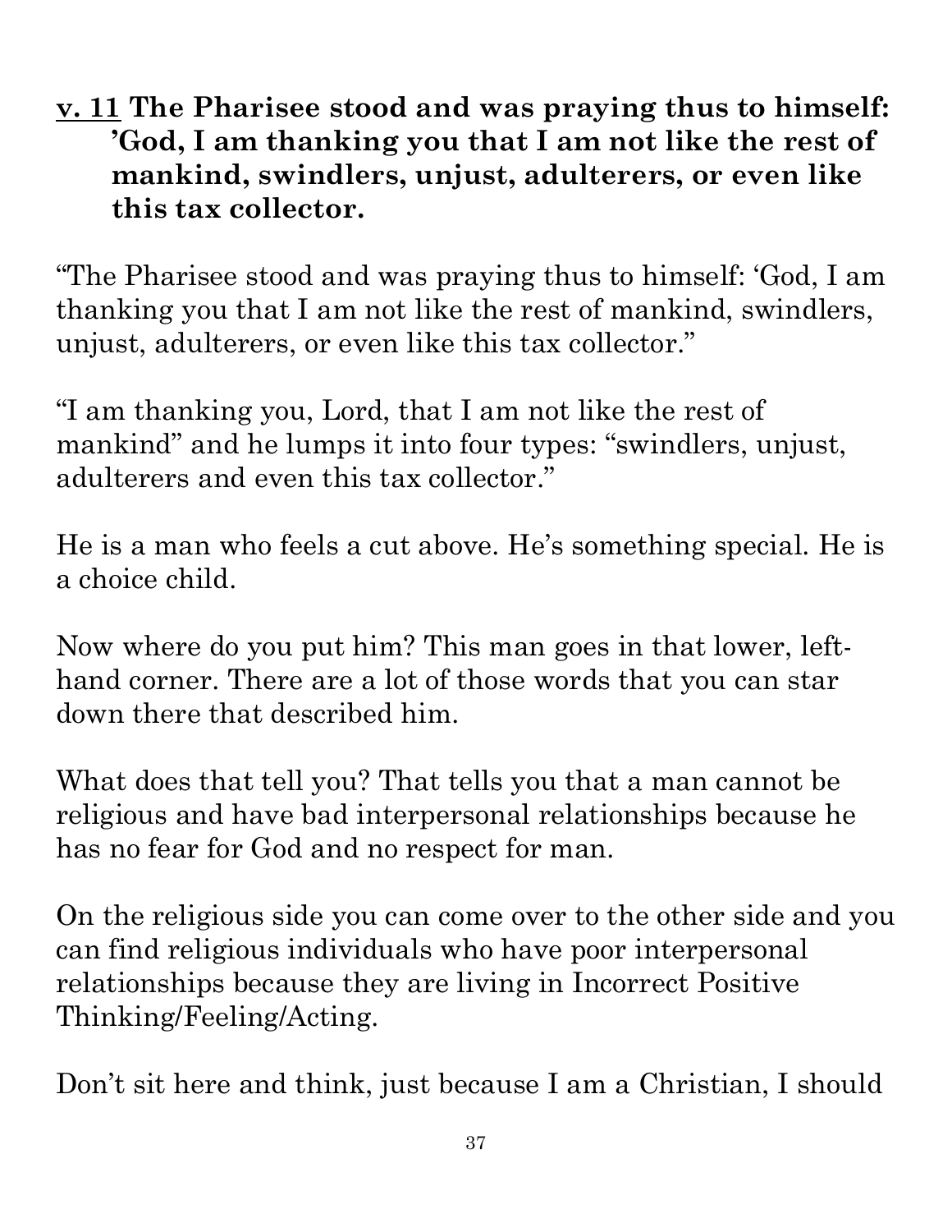**<u>v. 11</u> The Pharisee stood and was praying thus to himself: 'God, I am thanking you that I am not like the rest of mankind, swindlers, unjust, adulterers, or even like this tax collector.**

"The Pharisee stood and was praying thus to himself: 'God, I am thanking you that I am not like the rest of mankind, swindlers, unjust, adulterers, or even like this tax collector."

"I am thanking you, Lord, that I am not like the rest of mankind" and he lumps it into four types: "swindlers, unjust, adulterers and even this tax collector."

He is a man who feels a cut above. He's something special. He is a choice child.

Now where do you put him? This man goes in that lower, left-hand corner. There are a lot of those words that you can star down there that described him.

What does that tell you? That tells you that a man cannot be religious and have bad interpersonal relationships because he has no fear for God and no respect for man.

On the religious side you can come over to the other side and you can find religious individuals who have poor interpersonal relationships because they are living in Incorrect Positive Thinking/Feeling/Acting.

Don't sit here and think, just because I am a Christian, I should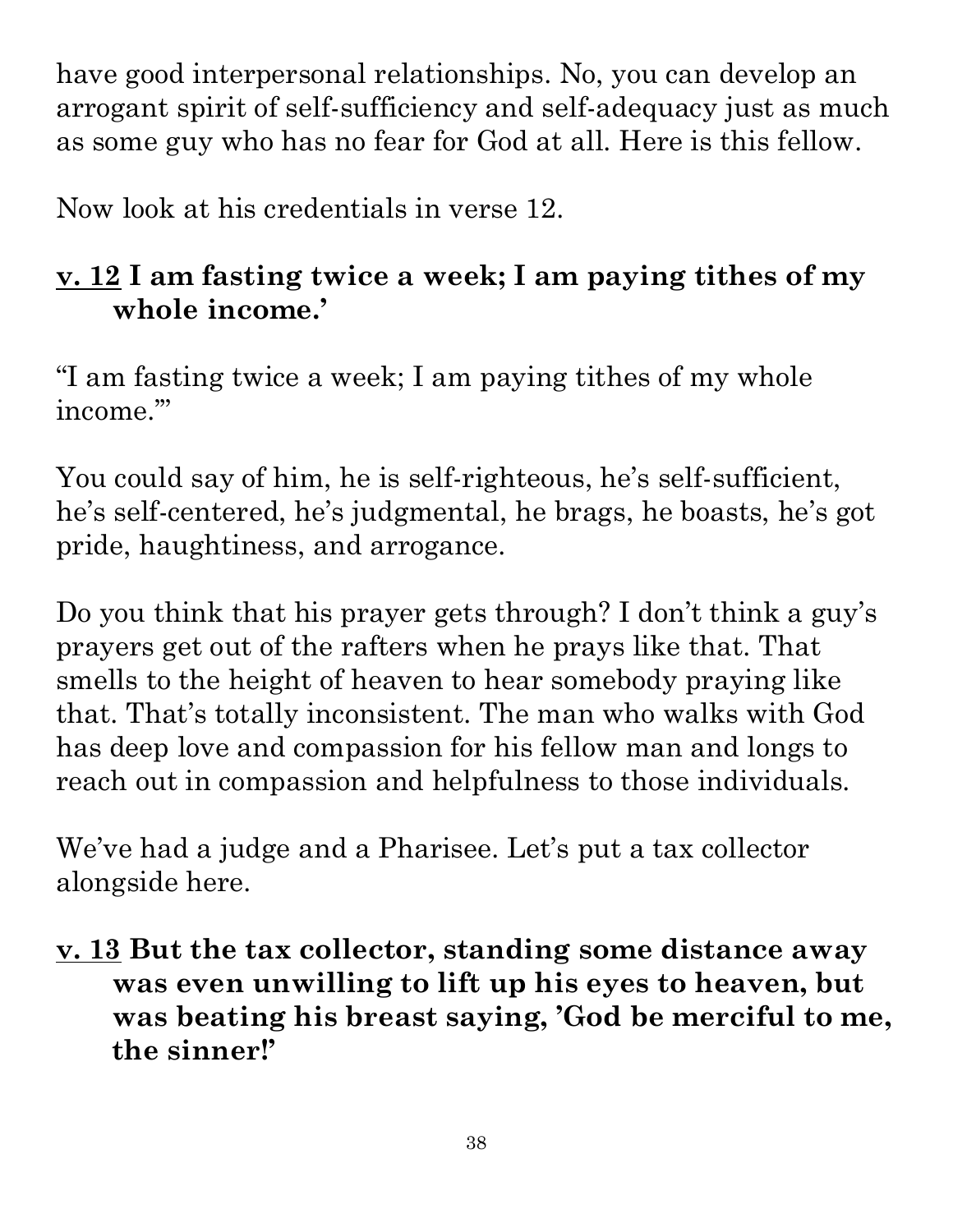have good interpersonal relationships. No, you can develop an arrogant spirit of self-sufficiency and self-adequacy just as much as some guy who has no fear for God at all. Here is this fellow.

Now look at his credentials in verse 12.

**<u>v. 12</u> I am fasting twice a week; I am paying tithes of my whole income.'**

"I am fasting twice a week; I am paying tithes of my whole income.'"

You could say of him, he is self-righteous, he's self-sufficient, he's self-centered, he's judgmental, he brags, he boasts, he's got pride, haughtiness, and arrogance.

Do you think that his prayer gets through? I don't think a guy's prayers get out of the rafters when he prays like that. That smells to the height of heaven to hear somebody praying like that. That's totally inconsistent. The man who walks with God has deep love and compassion for his fellow man and longs to reach out in compassion and helpfulness to those individuals.

We've had a judge and a Pharisee. Let's put a tax collector alongside here.

**<u>v. 13</u> But the tax collector, standing some distance away was even unwilling to lift up his eyes to heaven, but was beating his breast saying, 'God be merciful to me, the sinner!'**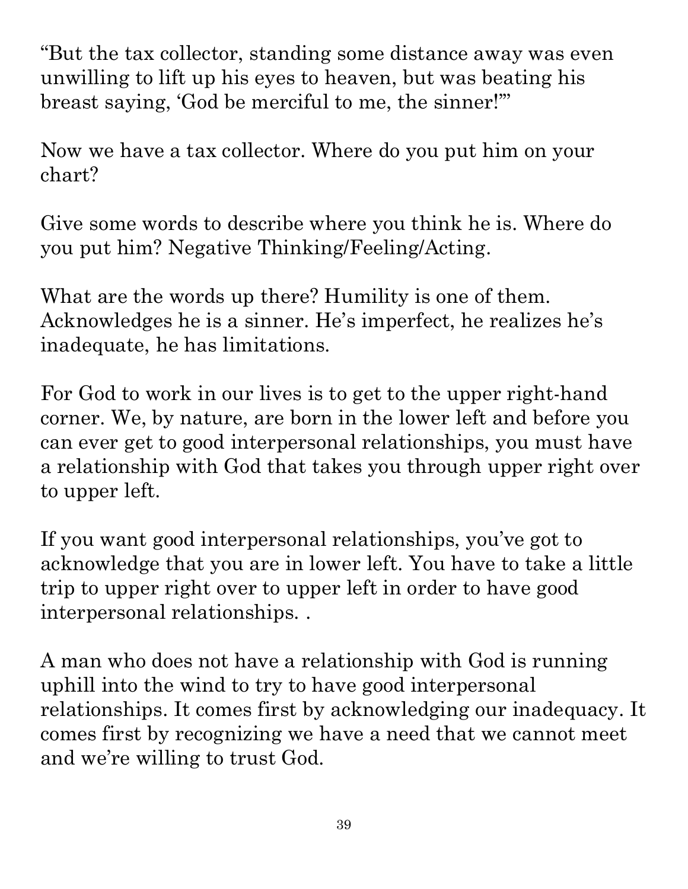"But the tax collector, standing some distance away was even unwilling to lift up his eyes to heaven, but was beating his breast saying, 'God be merciful to me, the sinner!'"

Now we have a tax collector. Where do you put him on your chart?

Give some words to describe where you think he is. Where do you put him? Negative Thinking/Feeling/Acting.

What are the words up there? Humility is one of them. Acknowledges he is a sinner. He's imperfect, he realizes he's inadequate, he has limitations.

For God to work in our lives is to get to the upper right-hand corner. We, by nature, are born in the lower left and before you can ever get to good interpersonal relationships, you must have a relationship with God that takes you through upper right over to upper left.

If you want good interpersonal relationships, you've got to acknowledge that you are in lower left. You have to take a little trip to upper right over to upper left in order to have good interpersonal relationships. .

A man who does not have a relationship with God is running uphill into the wind to try to have good interpersonal relationships. It comes first by acknowledging our inadequacy. It comes first by recognizing we have a need that we cannot meet and we're willing to trust God.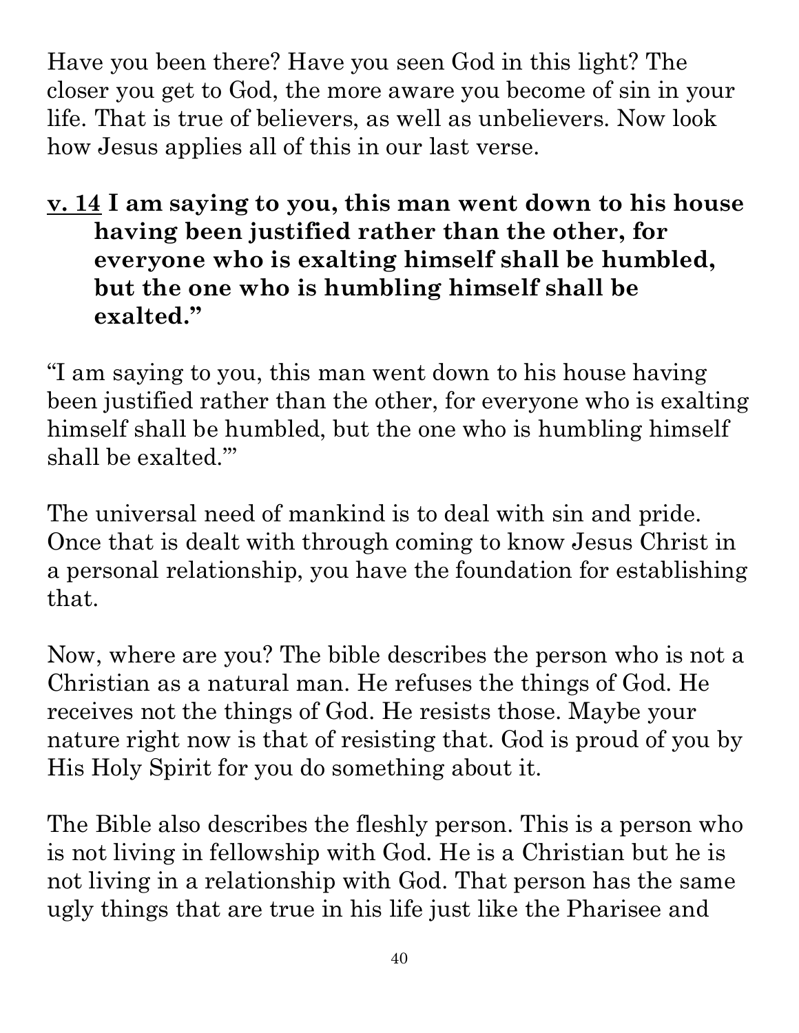Have you been there? Have you seen God in this light? The closer you get to God, the more aware you become of sin in your life. That is true of believers, as well as unbelievers. Now look how Jesus applies all of this in our last verse.

**<u>v. 14</u> I am saying to you, this man went down to his house having been justified rather than the other, for everyone who is exalting himself shall be humbled, but the one who is humbling himself shall be exalted."**

"I am saying to you, this man went down to his house having been justified rather than the other, for everyone who is exalting himself shall be humbled, but the one who is humbling himself shall be exalted.'"

The universal need of mankind is to deal with sin and pride. Once that is dealt with through coming to know Jesus Christ in a personal relationship, you have the foundation for establishing that.

Now, where are you? The bible describes the person who is not a Christian as a natural man. He refuses the things of God. He receives not the things of God. He resists those. Maybe your nature right now is that of resisting that. God is proud of you by His Holy Spirit for you do something about it.

The Bible also describes the fleshly person. This is a person who is not living in fellowship with God. He is a Christian but he is not living in a relationship with God. That person has the same ugly things that are true in his life just like the Pharisee and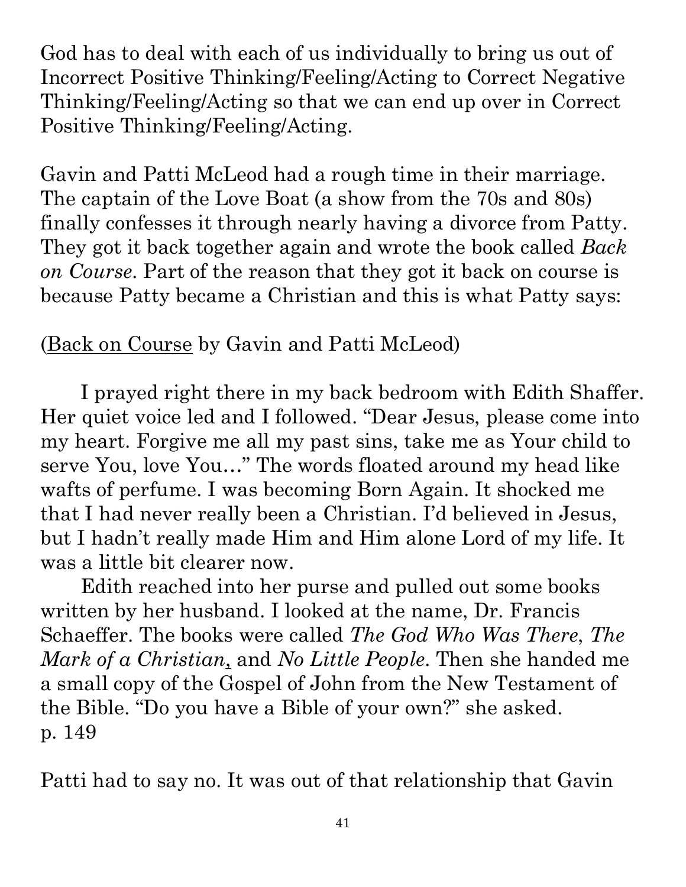God has to deal with each of us individually to bring us out of Incorrect Positive Thinking/Feeling/Acting to Correct Negative Thinking/Feeling/Acting so that we can end up over in Correct Positive Thinking/Feeling/Acting.

Gavin and Patti McLeod had a rough time in their marriage. The captain of the Love Boat (a show from the 70s and 80s) finally confesses it through nearly having a divorce from Patty. They got it back together again and wrote the book called *Back on Course*. Part of the reason that they got it back on course is because Patty became a Christian and this is what Patty says:

(Back on Course by Gavin and Patti McLeod)

> I prayed right there in my back bedroom with Edith Shaffer. Her quiet voice led and I followed. "Dear Jesus, please come into my heart. Forgive me all my past sins, take me as Your child to serve You, love You…" The words floated around my head like wafts of perfume. I was becoming Born Again. It shocked me that I had never really been a Christian. I'd believed in Jesus, but I hadn't really made Him and Him alone Lord of my life. It was a little bit clearer now.
>
> Edith reached into her purse and pulled out some books written by her husband. I looked at the name, Dr. Francis Schaeffer. The books were called *The God Who Was There*, *The Mark of a Christian*, and *No Little People*. Then she handed me a small copy of the Gospel of John from the New Testament of the Bible. "Do you have a Bible of your own?" she asked.
> p. 149

Patti had to say no. It was out of that relationship that Gavin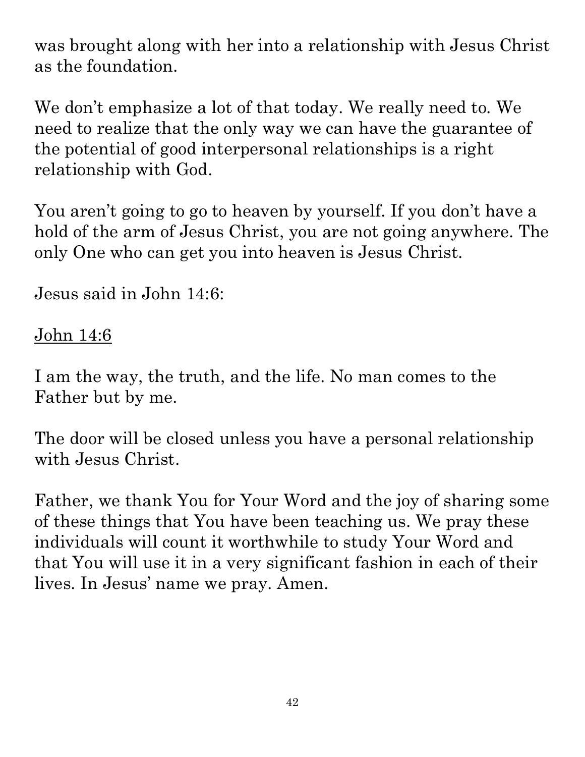was brought along with her into a relationship with Jesus Christ as the foundation.

We don't emphasize a lot of that today. We really need to. We need to realize that the only way we can have the guarantee of the potential of good interpersonal relationships is a right relationship with God.

You aren't going to go to heaven by yourself. If you don't have a hold of the arm of Jesus Christ, you are not going anywhere. The only One who can get you into heaven is Jesus Christ.

Jesus said in John 14:6:

<u>John 14:6</u>

I am the way, the truth, and the life. No man comes to the Father but by me.

The door will be closed unless you have a personal relationship with Jesus Christ.

Father, we thank You for Your Word and the joy of sharing some of these things that You have been teaching us. We pray these individuals will count it worthwhile to study Your Word and that You will use it in a very significant fashion in each of their lives. In Jesus' name we pray. Amen.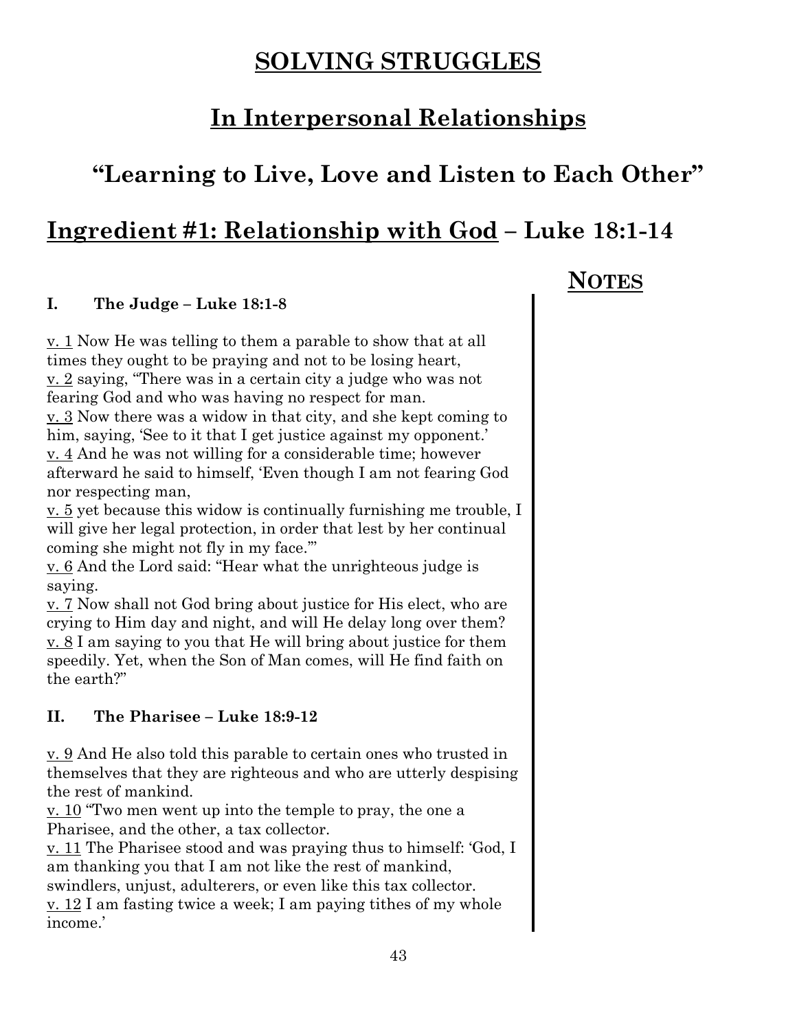# SOLVING STRUGGLES

## In Interpersonal Relationships

## "Learning to Live, Love and Listen to Each Other"

## Ingredient #1: Relationship with God – Luke 18:1-14

**NOTES**

### I. The Judge – Luke 18:1-8

v. 1 Now He was telling to them a parable to show that at all times they ought to be praying and not to be losing heart,
v. 2 saying, "There was in a certain city a judge who was not fearing God and who was having no respect for man.
v. 3 Now there was a widow in that city, and she kept coming to him, saying, 'See to it that I get justice against my opponent.'
v. 4 And he was not willing for a considerable time; however afterward he said to himself, 'Even though I am not fearing God nor respecting man,
v. 5 yet because this widow is continually furnishing me trouble, I will give her legal protection, in order that lest by her continual coming she might not fly in my face.'"
v. 6 And the Lord said: "Hear what the unrighteous judge is saying.
v. 7 Now shall not God bring about justice for His elect, who are crying to Him day and night, and will He delay long over them?
v. 8 I am saying to you that He will bring about justice for them speedily. Yet, when the Son of Man comes, will He find faith on the earth?"

### II. The Pharisee – Luke 18:9-12

v. 9 And He also told this parable to certain ones who trusted in themselves that they are righteous and who are utterly despising the rest of mankind.
v. 10 "Two men went up into the temple to pray, the one a Pharisee, and the other, a tax collector.
v. 11 The Pharisee stood and was praying thus to himself: 'God, I am thanking you that I am not like the rest of mankind, swindlers, unjust, adulterers, or even like this tax collector.
v. 12 I am fasting twice a week; I am paying tithes of my whole income.'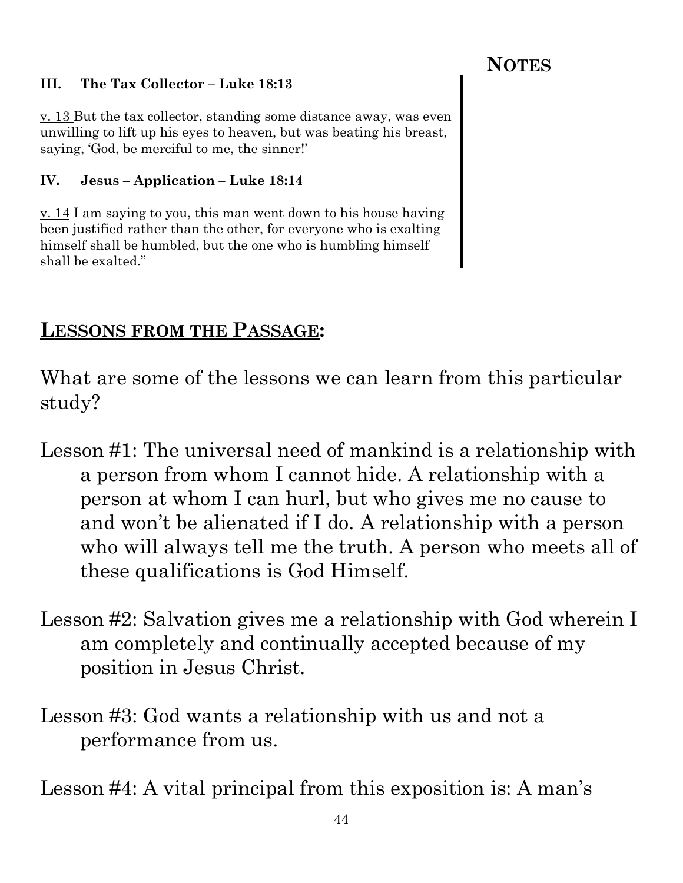**NOTES**

**III. The Tax Collector – Luke 18:13**

v. 13 But the tax collector, standing some distance away, was even unwilling to lift up his eyes to heaven, but was beating his breast, saying, 'God, be merciful to me, the sinner!'

**IV. Jesus – Application – Luke 18:14**

v. 14 I am saying to you, this man went down to his house having been justified rather than the other, for everyone who is exalting himself shall be humbled, but the one who is humbling himself shall be exalted."

## LESSONS FROM THE PASSAGE:

What are some of the lessons we can learn from this particular study?

Lesson #1: The universal need of mankind is a relationship with a person from whom I cannot hide. A relationship with a person at whom I can hurl, but who gives me no cause to and won't be alienated if I do. A relationship with a person who will always tell me the truth. A person who meets all of these qualifications is God Himself.

Lesson #2: Salvation gives me a relationship with God wherein I am completely and continually accepted because of my position in Jesus Christ.

Lesson #3: God wants a relationship with us and not a performance from us.

Lesson #4: A vital principal from this exposition is: A man's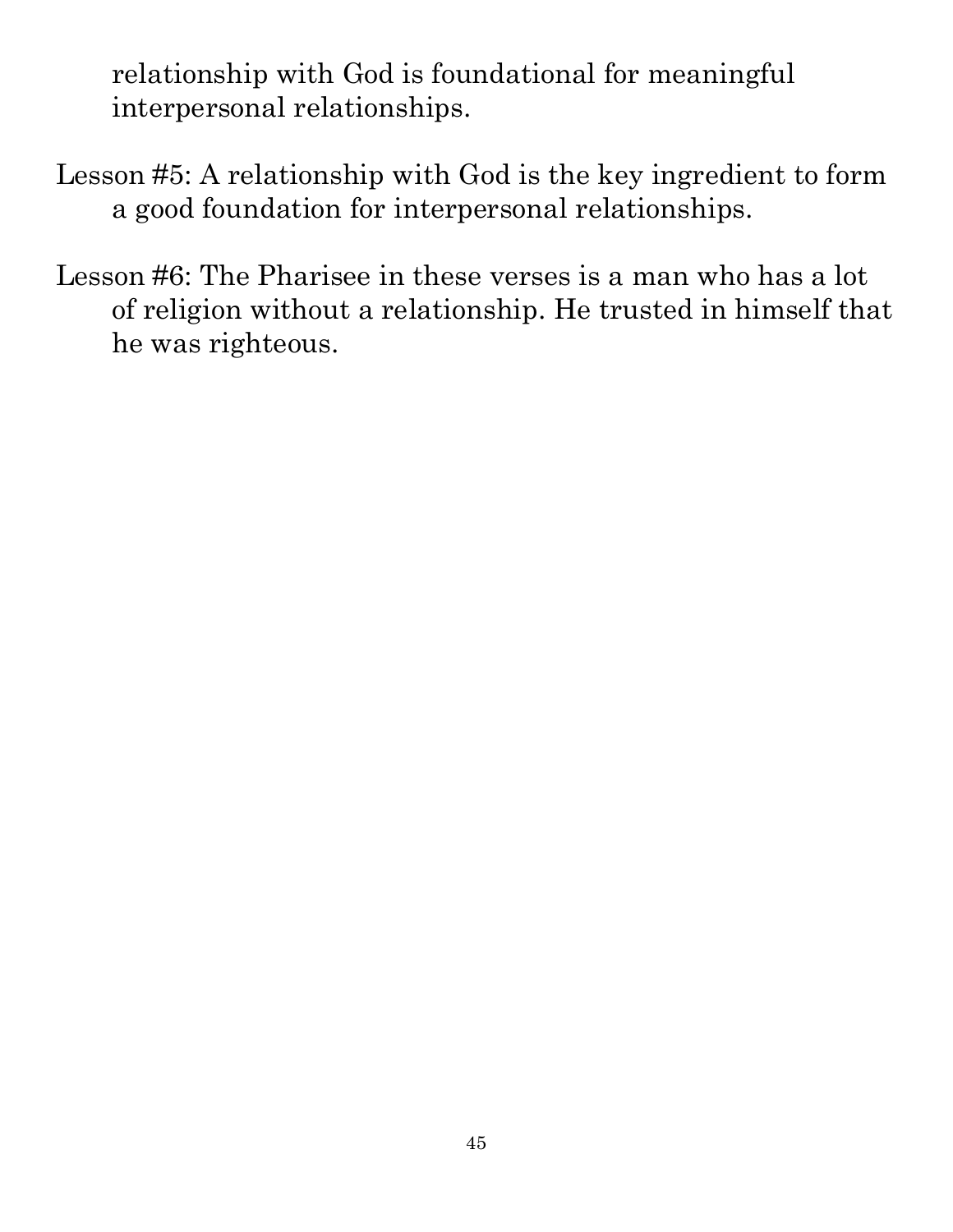relationship with God is foundational for meaningful interpersonal relationships.

Lesson #5: A relationship with God is the key ingredient to form a good foundation for interpersonal relationships.

Lesson #6: The Pharisee in these verses is a man who has a lot of religion without a relationship. He trusted in himself that he was righteous.